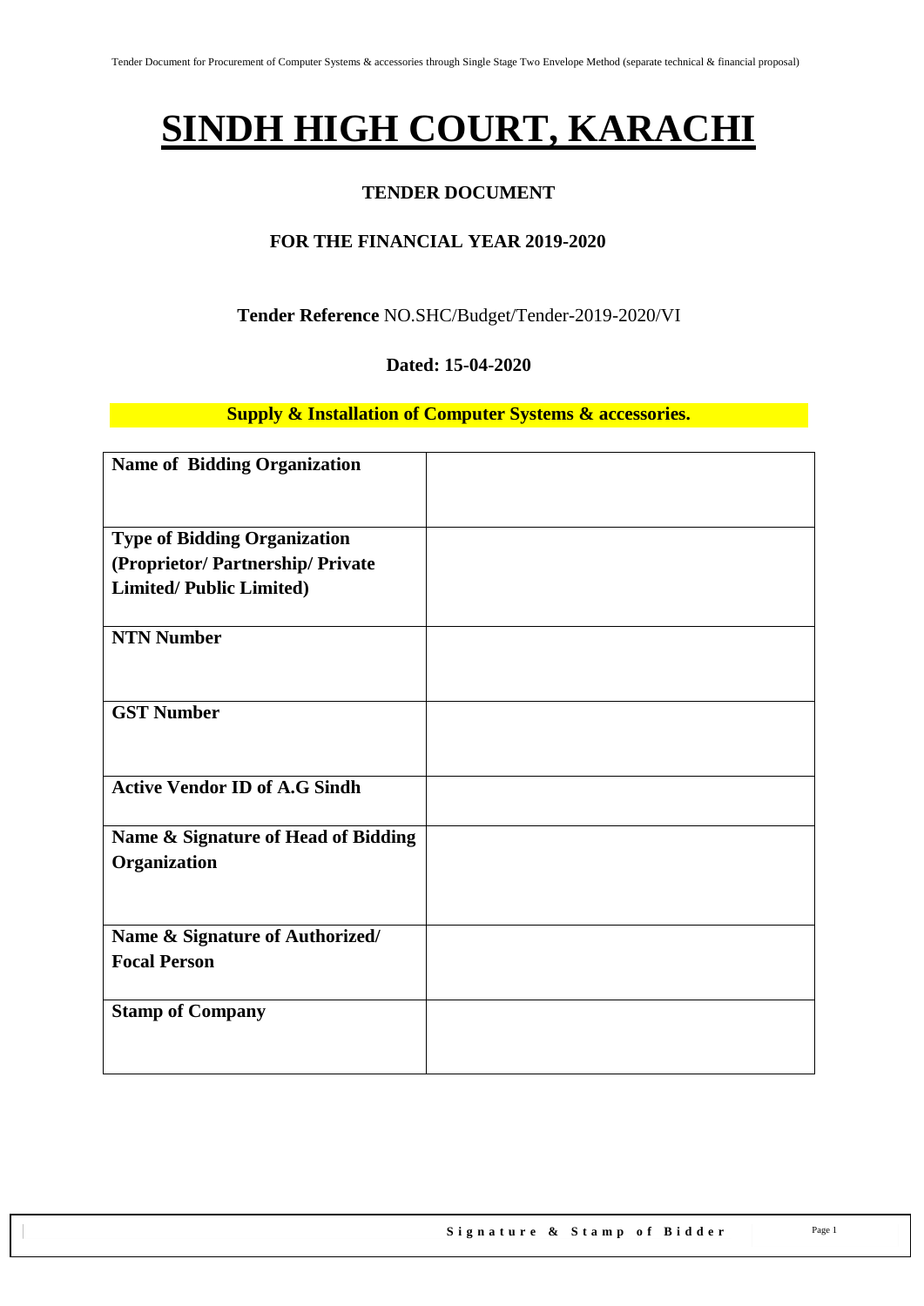# SINDH HIGH COURT, KARACHI

**TENDER DOCUMENT**

**FOR THE FINANCIAL YEAR 2019-2020**

**Tender Reference** NO.SHC/Budget/Tender-2019-2020/VI

**Dated: 15-04-2020**

**Supply & Installation of Computer Systems & accessories.**

| | |
|---|---|
| **Name of Bidding Organization** | |
| **Type of Bidding Organization (Proprietor/ Partnership/ Private Limited/ Public Limited)** | |
| **NTN Number** | |
| **GST Number** | |
| **Active Vendor ID of A.G Sindh** | |
| **Name & Signature of Head of Bidding Organization** | |
| **Name & Signature of Authorized/ Focal Person** | |
| **Stamp of Company** | |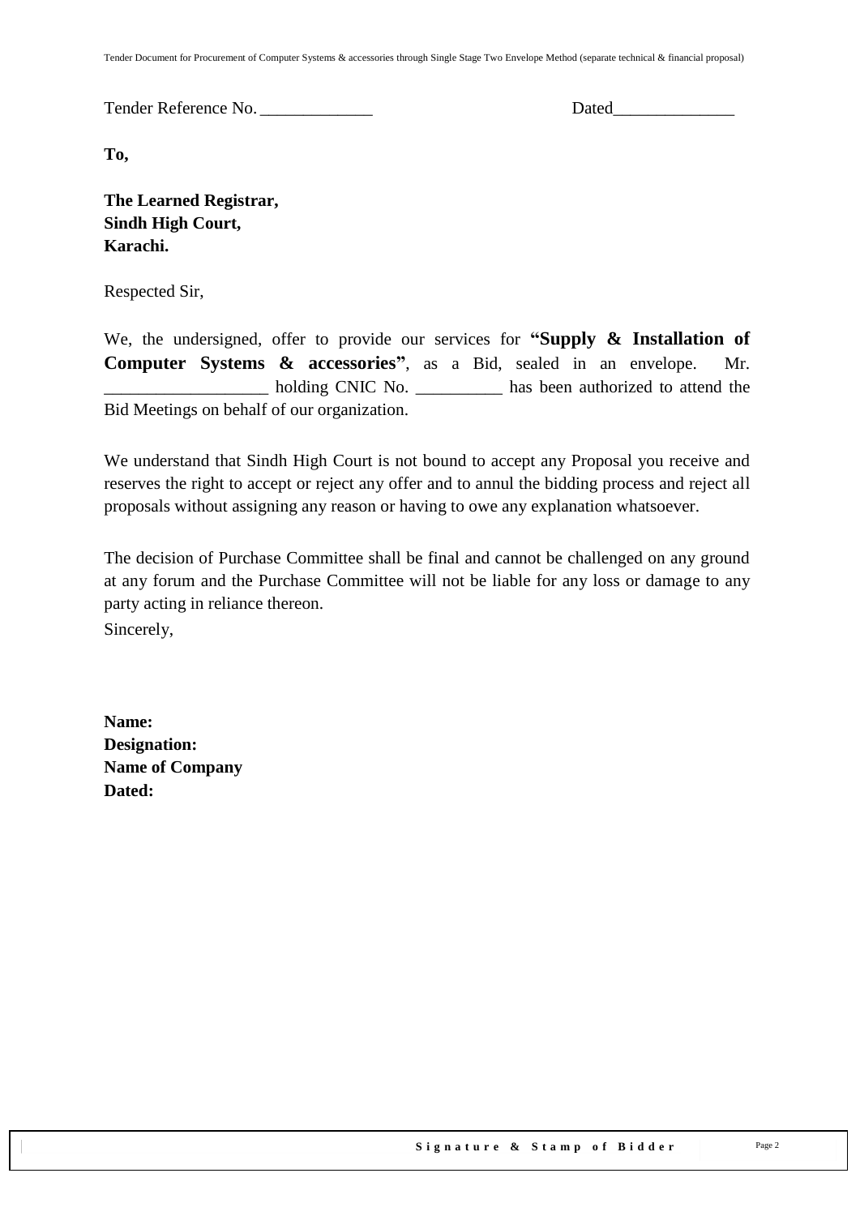Tender Reference No. _____________ Dated______________

**To,**

**The Learned Registrar,**
**Sindh High Court,**
**Karachi.**

Respected Sir,

We, the undersigned, offer to provide our services for **"Supply & Installation of Computer Systems & accessories"**, as a Bid, sealed in an envelope. Mr. ___________________ holding CNIC No. __________ has been authorized to attend the Bid Meetings on behalf of our organization.

We understand that Sindh High Court is not bound to accept any Proposal you receive and reserves the right to accept or reject any offer and to annul the bidding process and reject all proposals without assigning any reason or having to owe any explanation whatsoever.

The decision of Purchase Committee shall be final and cannot be challenged on any ground at any forum and the Purchase Committee will not be liable for any loss or damage to any party acting in reliance thereon.

Sincerely,

**Name:**
**Designation:**
**Name of Company**
**Dated:**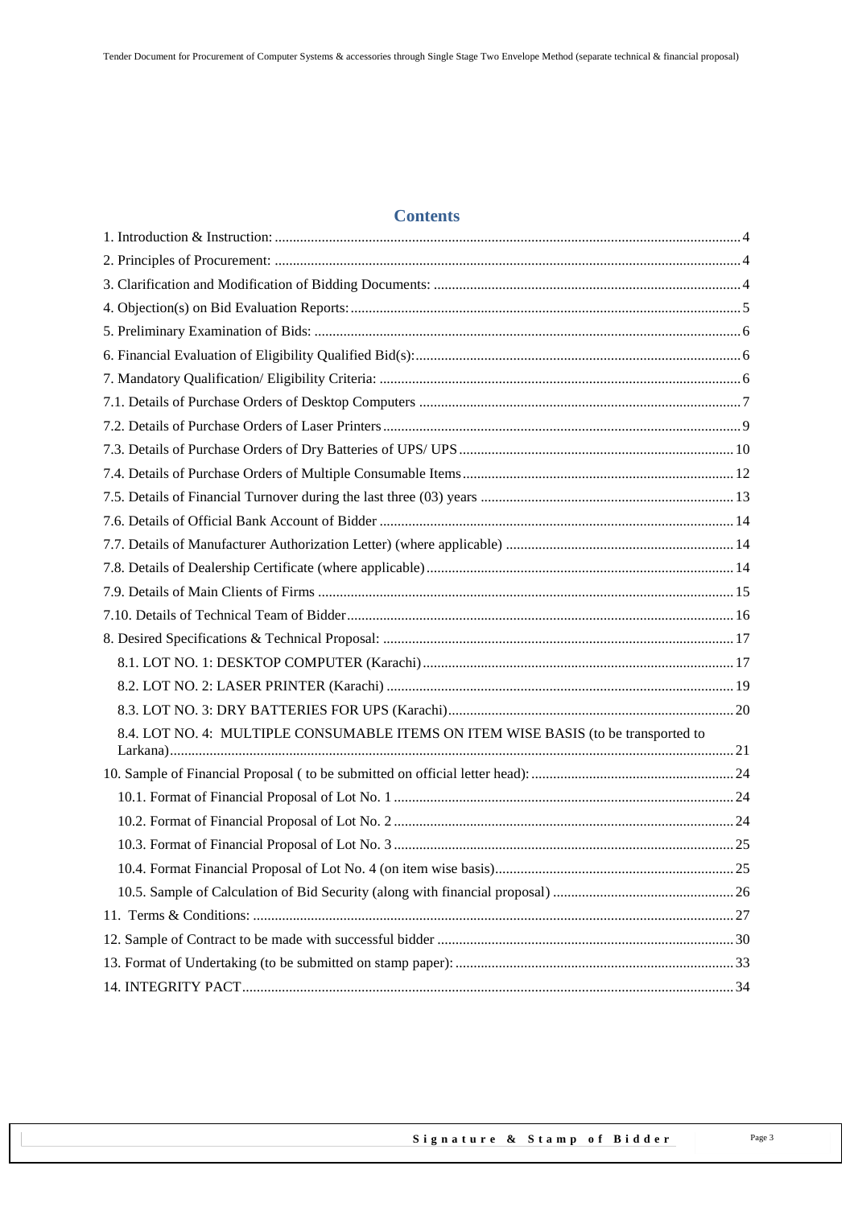## Contents

1. Introduction & Instruction: 4
2. Principles of Procurement: 4
3. Clarification and Modification of Bidding Documents: 4
4. Objection(s) on Bid Evaluation Reports: 5
5. Preliminary Examination of Bids: 6
6. Financial Evaluation of Eligibility Qualified Bid(s): 6
7. Mandatory Qualification/ Eligibility Criteria: 6

7.1. Details of Purchase Orders of Desktop Computers 7

7.2. Details of Purchase Orders of Laser Printers 9

7.3. Details of Purchase Orders of Dry Batteries of UPS/ UPS 10

7.4. Details of Purchase Orders of Multiple Consumable Items 12

7.5. Details of Financial Turnover during the last three (03) years 13

7.6. Details of Official Bank Account of Bidder 14

7.7. Details of Manufacturer Authorization Letter) (where applicable) 14

7.8. Details of Dealership Certificate (where applicable) 14

7.9. Details of Main Clients of Firms 15

7.10. Details of Technical Team of Bidder 16

8. Desired Specifications & Technical Proposal: 17
    - 8.1. LOT NO. 1: DESKTOP COMPUTER (Karachi) 17
    - 8.2. LOT NO. 2: LASER PRINTER (Karachi) 19
    - 8.3. LOT NO. 3: DRY BATTERIES FOR UPS (Karachi) 20
    - 8.4. LOT NO. 4: MULTIPLE CONSUMABLE ITEMS ON ITEM WISE BASIS (to be transported to Larkana) 21

10. Sample of Financial Proposal ( to be submitted on official letter head): 24
    - 10.1. Format of Financial Proposal of Lot No. 1 24
    - 10.2. Format of Financial Proposal of Lot No. 2 24
    - 10.3. Format of Financial Proposal of Lot No. 3 25
    - 10.4. Format Financial Proposal of Lot No. 4 (on item wise basis) 25
    - 10.5. Sample of Calculation of Bid Security (along with financial proposal) 26

11. Terms & Conditions: 27

12. Sample of Contract to be made with successful bidder 30

13. Format of Undertaking (to be submitted on stamp paper): 33

14. INTEGRITY PACT 34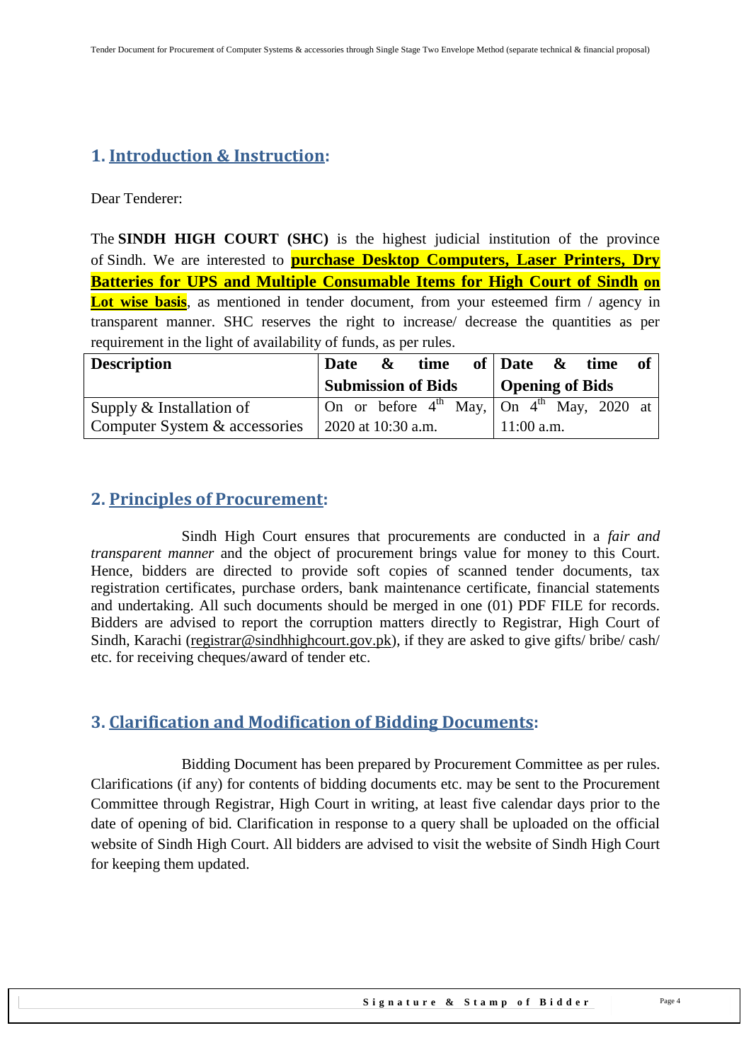## 1. Introduction & Instruction:

Dear Tenderer:

The **SINDH HIGH COURT (SHC)** is the highest judicial institution of the province of Sindh. We are interested to **purchase Desktop Computers, Laser Printers, Dry Batteries for UPS and Multiple Consumable Items for High Court of Sindh on Lot wise basis**, as mentioned in tender document, from your esteemed firm / agency in transparent manner. SHC reserves the right to increase/ decrease the quantities as per requirement in the light of availability of funds, as per rules.

| Description | Date & time of Submission of Bids | Date & time of Opening of Bids |
|---|---|---|
| Supply & Installation of Computer System & accessories | On or before 4th May, 2020 at 10:30 a.m. | On 4th May, 2020 at 11:00 a.m. |

## 2. Principles of Procurement:

Sindh High Court ensures that procurements are conducted in a *fair and transparent manner* and the object of procurement brings value for money to this Court. Hence, bidders are directed to provide soft copies of scanned tender documents, tax registration certificates, purchase orders, bank maintenance certificate, financial statements and undertaking. All such documents should be merged in one (01) PDF FILE for records. Bidders are advised to report the corruption matters directly to Registrar, High Court of Sindh, Karachi (registrar@sindhhighcourt.gov.pk), if they are asked to give gifts/ bribe/ cash/ etc. for receiving cheques/award of tender etc.

## 3. Clarification and Modification of Bidding Documents:

Bidding Document has been prepared by Procurement Committee as per rules. Clarifications (if any) for contents of bidding documents etc. may be sent to the Procurement Committee through Registrar, High Court in writing, at least five calendar days prior to the date of opening of bid. Clarification in response to a query shall be uploaded on the official website of Sindh High Court. All bidders are advised to visit the website of Sindh High Court for keeping them updated.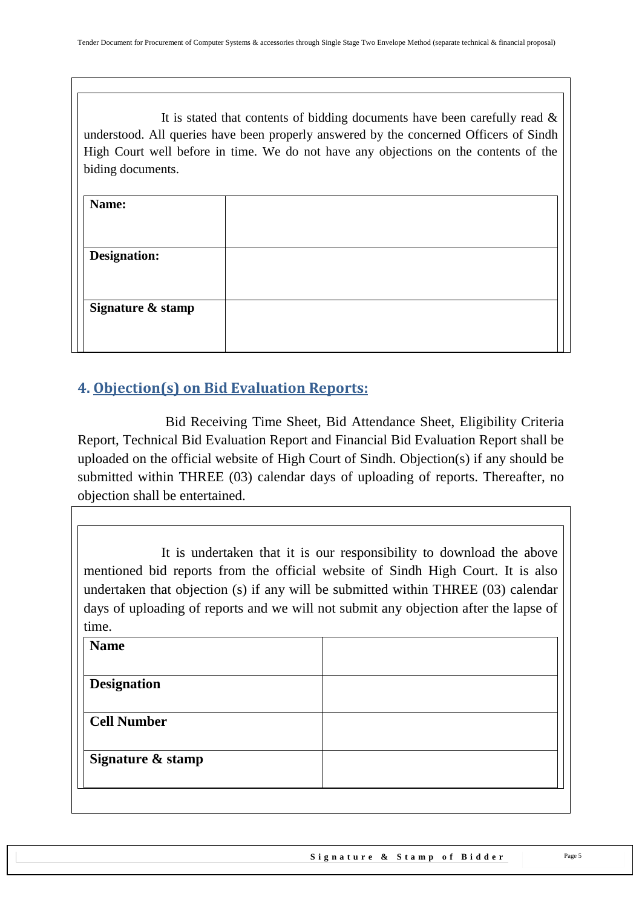It is stated that contents of bidding documents have been carefully read & understood. All queries have been properly answered by the concerned Officers of Sindh High Court well before in time. We do not have any objections on the contents of the biding documents.

| **Name:** | |
|---|---|
| **Designation:** | |
| **Signature & stamp** | |

## 4. Objection(s) on Bid Evaluation Reports:

Bid Receiving Time Sheet, Bid Attendance Sheet, Eligibility Criteria Report, Technical Bid Evaluation Report and Financial Bid Evaluation Report shall be uploaded on the official website of High Court of Sindh. Objection(s) if any should be submitted within THREE (03) calendar days of uploading of reports. Thereafter, no objection shall be entertained.

It is undertaken that it is our responsibility to download the above mentioned bid reports from the official website of Sindh High Court. It is also undertaken that objection (s) if any will be submitted within THREE (03) calendar days of uploading of reports and we will not submit any objection after the lapse of time.

| **Name** | |
|---|---|
| **Designation** | |
| **Cell Number** | |
| **Signature & stamp** | |

**Signature & Stamp of Bidder**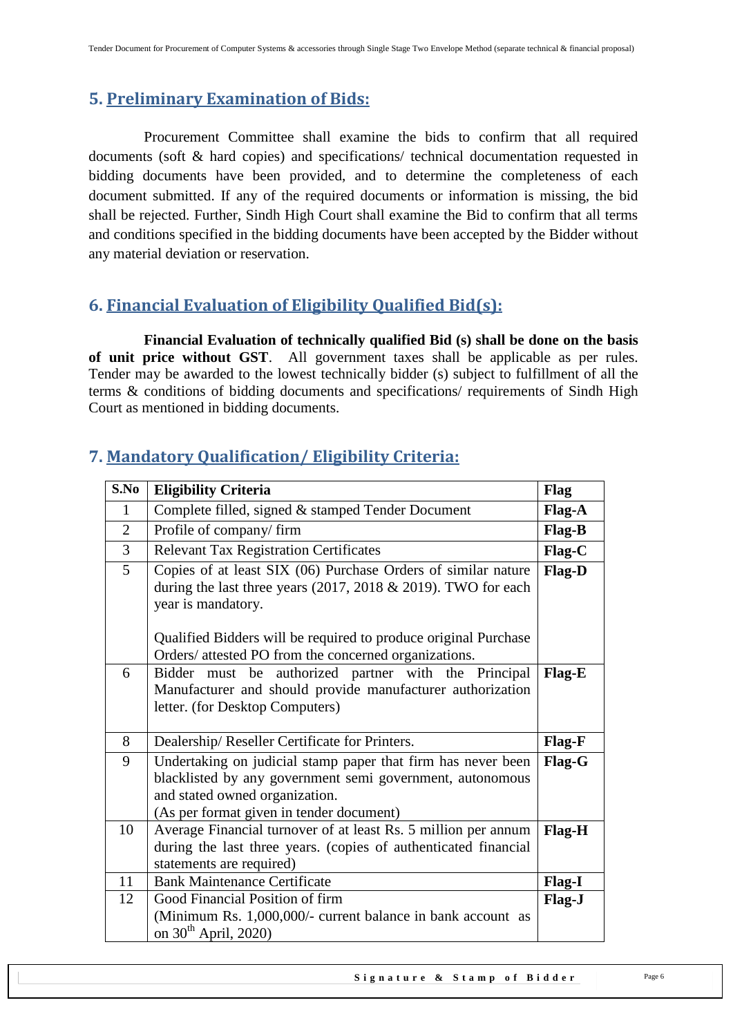## 5. Preliminary Examination of Bids:

Procurement Committee shall examine the bids to confirm that all required documents (soft & hard copies) and specifications/ technical documentation requested in bidding documents have been provided, and to determine the completeness of each document submitted. If any of the required documents or information is missing, the bid shall be rejected. Further, Sindh High Court shall examine the Bid to confirm that all terms and conditions specified in the bidding documents have been accepted by the Bidder without any material deviation or reservation.

## 6. Financial Evaluation of Eligibility Qualified Bid(s):

**Financial Evaluation of technically qualified Bid (s) shall be done on the basis of unit price without GST**. All government taxes shall be applicable as per rules. Tender may be awarded to the lowest technically bidder (s) subject to fulfillment of all the terms & conditions of bidding documents and specifications/ requirements of Sindh High Court as mentioned in bidding documents.

## 7. Mandatory Qualification/ Eligibility Criteria:

| S.No | Eligibility Criteria | Flag |
|---|---|---|
| 1 | Complete filled, signed & stamped Tender Document | Flag-A |
| 2 | Profile of company/ firm | Flag-B |
| 3 | Relevant Tax Registration Certificates | Flag-C |
| 5 | Copies of at least SIX (06) Purchase Orders of similar nature during the last three years (2017, 2018 & 2019). TWO for each year is mandatory.<br><br>Qualified Bidders will be required to produce original Purchase Orders/ attested PO from the concerned organizations. | Flag-D |
| 6 | Bidder must be authorized partner with the Principal Manufacturer and should provide manufacturer authorization letter. (for Desktop Computers) | Flag-E |
| 8 | Dealership/ Reseller Certificate for Printers. | Flag-F |
| 9 | Undertaking on judicial stamp paper that firm has never been blacklisted by any government semi government, autonomous and stated owned organization.<br>(As per format given in tender document) | Flag-G |
| 10 | Average Financial turnover of at least Rs. 5 million per annum during the last three years. (copies of authenticated financial statements are required) | Flag-H |
| 11 | Bank Maintenance Certificate | Flag-I |
| 12 | Good Financial Position of firm<br>(Minimum Rs. 1,000,000/- current balance in bank account as on 30th April, 2020) | Flag-J |

**Signature & Stamp of Bidder**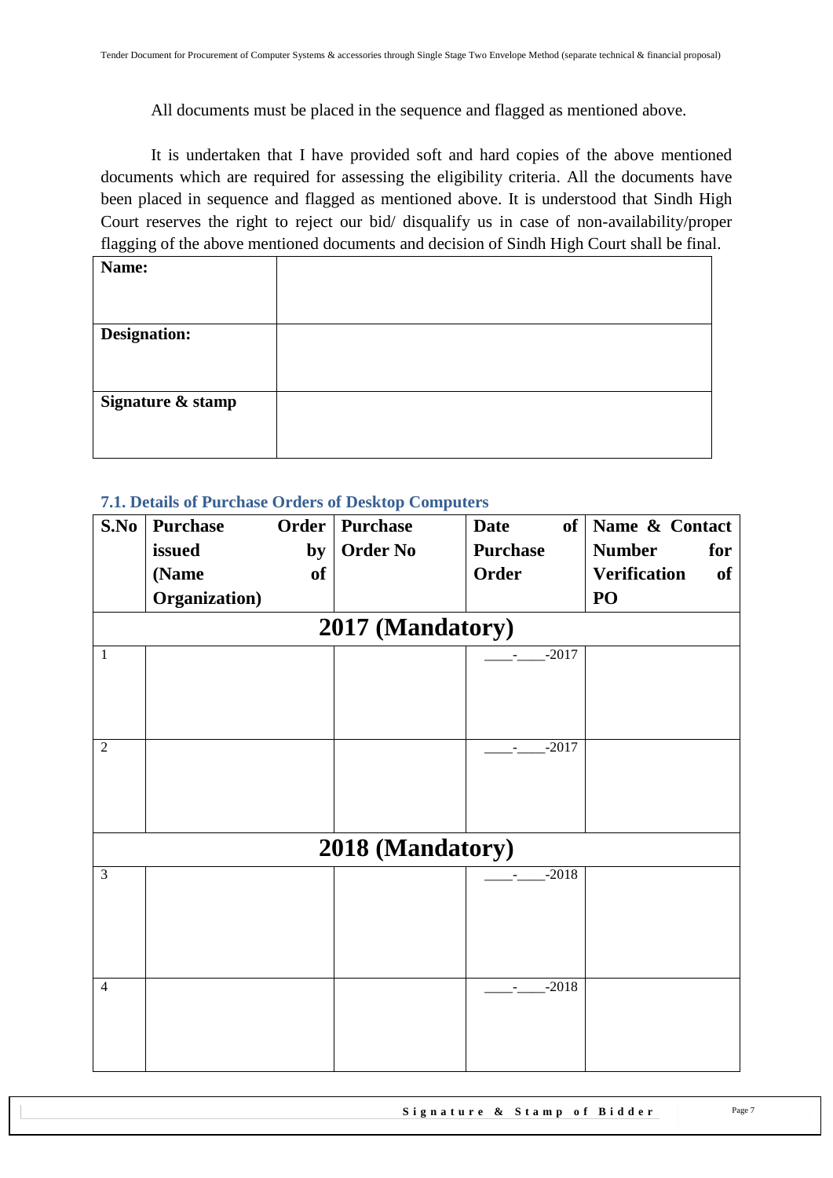All documents must be placed in the sequence and flagged as mentioned above.

It is undertaken that I have provided soft and hard copies of the above mentioned documents which are required for assessing the eligibility criteria. All the documents have been placed in sequence and flagged as mentioned above. It is understood that Sindh High Court reserves the right to reject our bid/ disqualify us in case of non-availability/proper flagging of the above mentioned documents and decision of Sindh High Court shall be final.

| **Name:** | |
|---|---|
| **Designation:** | |
| **Signature & stamp** | |

### 7.1. Details of Purchase Orders of Desktop Computers

| S.No | Purchase Order issued by (Name of Organization) | Purchase Order No | Date of Purchase Order | Name & Contact Number for Verification of PO |
|---|---|---|---|---|
| **2017 (Mandatory)** | | | | |
| 1 | | | ____-____-2017 | |
| 2 | | | ____-____-2017 | |
| **2018 (Mandatory)** | | | | |
| 3 | | | ____-____-2018 | |
| 4 | | | ____-____-2018 | |

Signature & Stamp of Bidder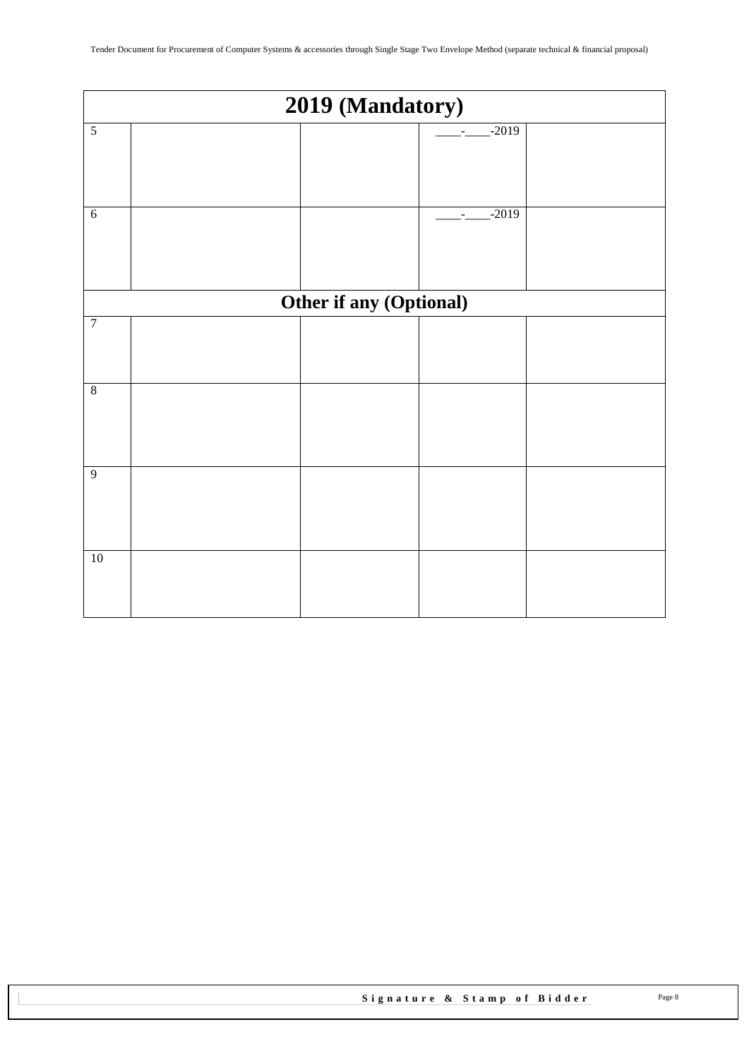| 2019 (Mandatory) | | | | |
|---|---|---|---|---|
| 5 | | | ____-____-2019 | |
| 6 | | | ____-____-2019 | |
| **Other if any (Optional)** | | | | |
| 7 | | | | |
| 8 | | | | |
| 9 | | | | |
| 10 | | | | |

**Signature & Stamp of Bidder**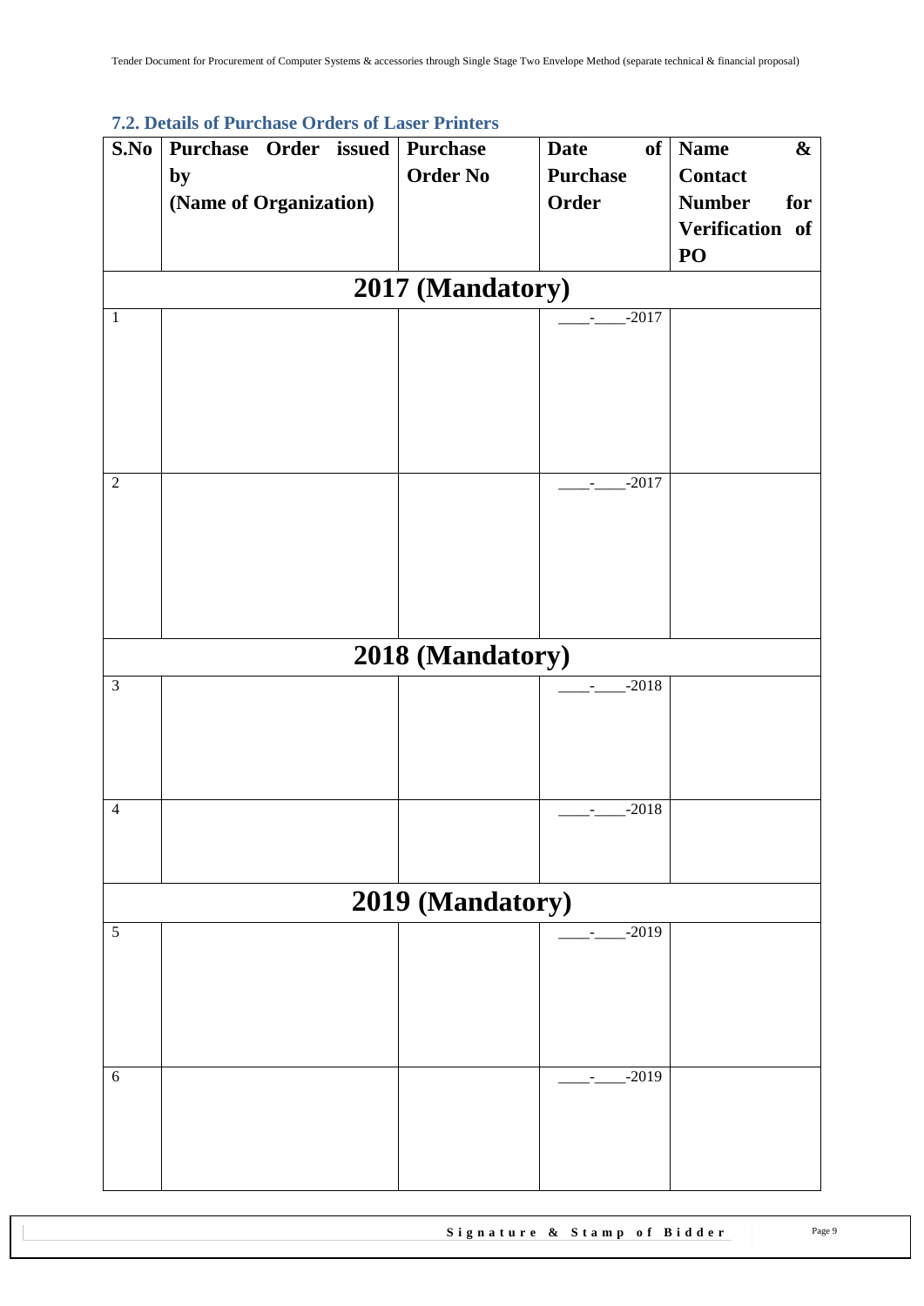### 7.2. Details of Purchase Orders of Laser Printers

| S.No | Purchase Order issued by (Name of Organization) | Purchase Order No | Date of Purchase Order | Name & Contact Number for Verification of PO |
|---|---|---|---|---|
| **2017 (Mandatory)** | | | | |
| 1 | | | ____-____-2017 | |
| 2 | | | ____-____-2017 | |
| **2018 (Mandatory)** | | | | |
| 3 | | | ____-____-2018 | |
| 4 | | | ____-____-2018 | |
| **2019 (Mandatory)** | | | | |
| 5 | | | ____-____-2019 | |
| 6 | | | ____-____-2019 | |

**Signature & Stamp of Bidder**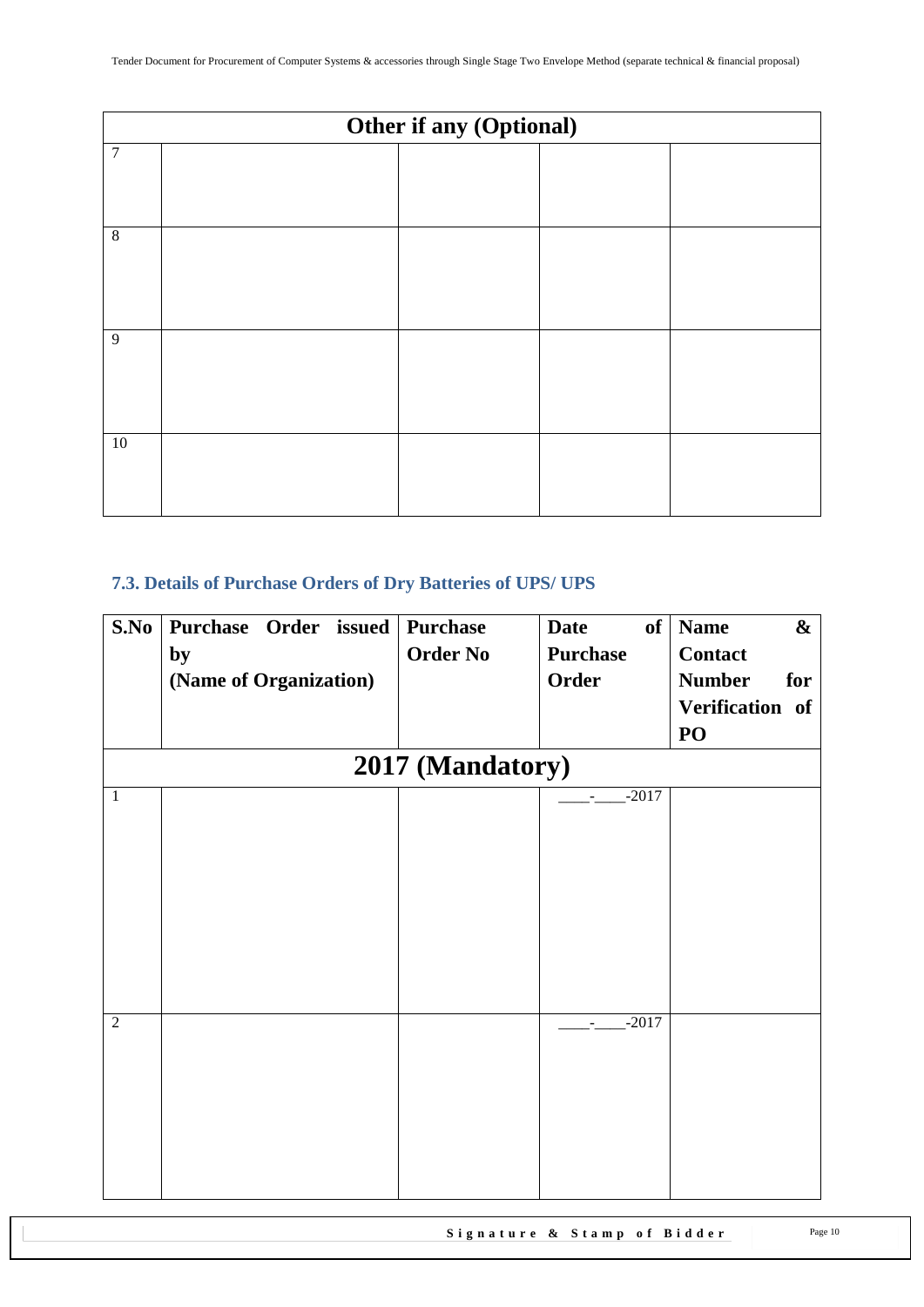| Other if any (Optional) | | | | |
|---|---|---|---|---|
| 7 | | | | |
| 8 | | | | |
| 9 | | | | |
| 10 | | | | |

### 7.3. Details of Purchase Orders of Dry Batteries of UPS/ UPS

| S.No | Purchase Order issued by (Name of Organization) | Purchase Order No | Date of Purchase Order | Name & Contact Number for Verification of PO |
|---|---|---|---|---|
| **2017 (Mandatory)** | | | | |
| 1 | | | ____-____-2017 | |
| 2 | | | ____-____-2017 | |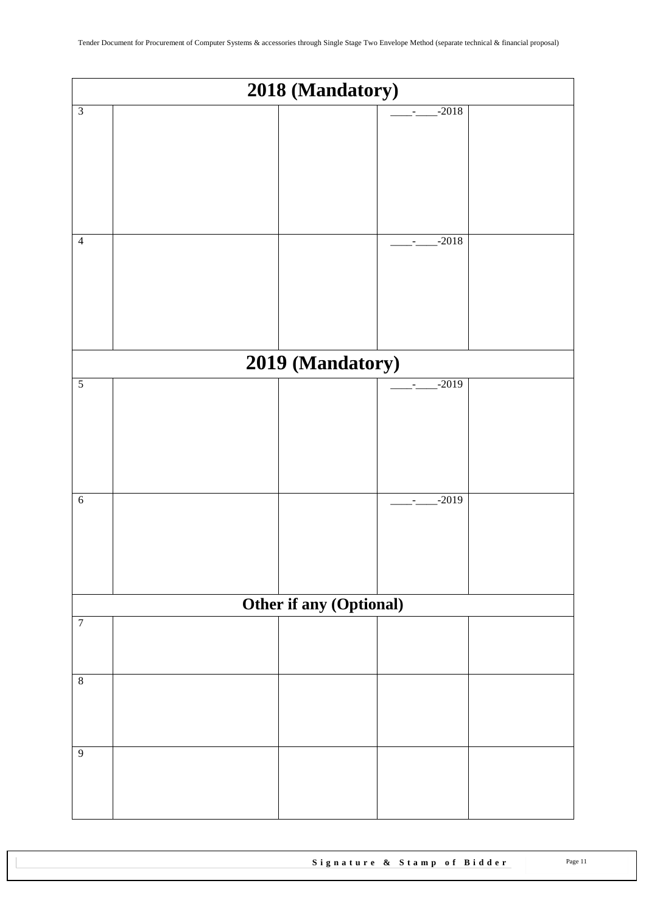| 2018 (Mandatory) | | | | |
|---|---|---|---|---|
| 3 | | | ____-____-2018 | |
| 4 | | | ____-____-2018 | |
| **2019 (Mandatory)** | | | | |
| 5 | | | ____-____-2019 | |
| 6 | | | ____-____-2019 | |
| **Other if any (Optional)** | | | | |
| 7 | | | | |
| 8 | | | | |
| 9 | | | | |

**Signature & Stamp of Bidder**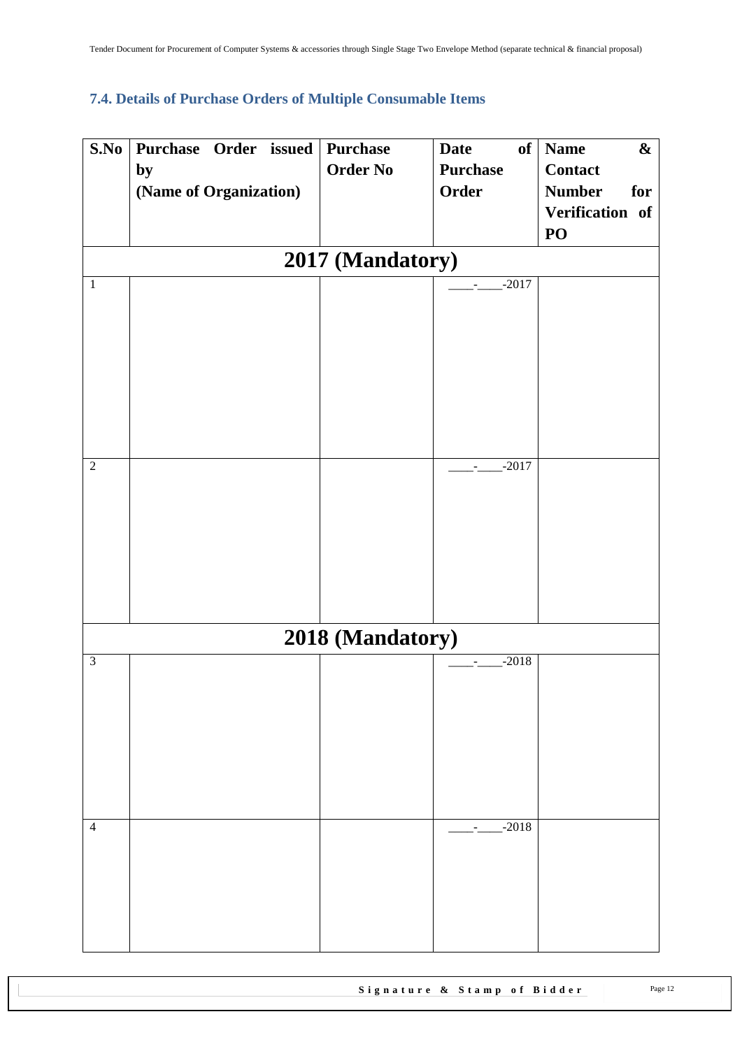### 7.4. Details of Purchase Orders of Multiple Consumable Items

| S.No | Purchase Order issued by (Name of Organization) | Purchase Order No | Date of Purchase Order | Name & Contact Number for Verification of PO |
|---|---|---|---|---|
| **2017 (Mandatory)** | | | | |
| 1 | | | ____-____-2017 | |
| 2 | | | ____-____-2017 | |
| **2018 (Mandatory)** | | | | |
| 3 | | | ____-____-2018 | |
| 4 | | | ____-____-2018 | |

**Signature & Stamp of Bidder**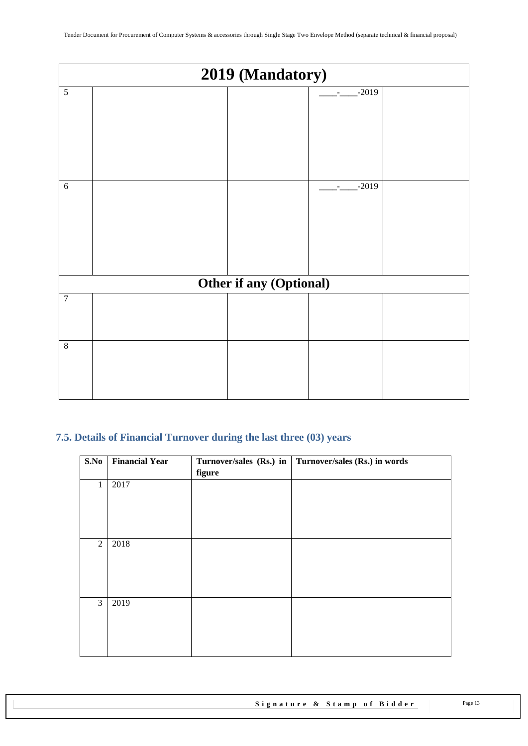| 2019 (Mandatory) | | | | |
|---|---|---|---|---|
| 5 | | | ____-____-2019 | |
| 6 | | | ____-____-2019 | |
| **Other if any (Optional)** | | | | |
| 7 | | | | |
| 8 | | | | |

## 7.5. Details of Financial Turnover during the last three (03) years

| S.No | Financial Year | Turnover/sales (Rs.) in figure | Turnover/sales (Rs.) in words |
|---|---|---|---|
| 1 | 2017 | | |
| 2 | 2018 | | |
| 3 | 2019 | | |

**Signature & Stamp of Bidder**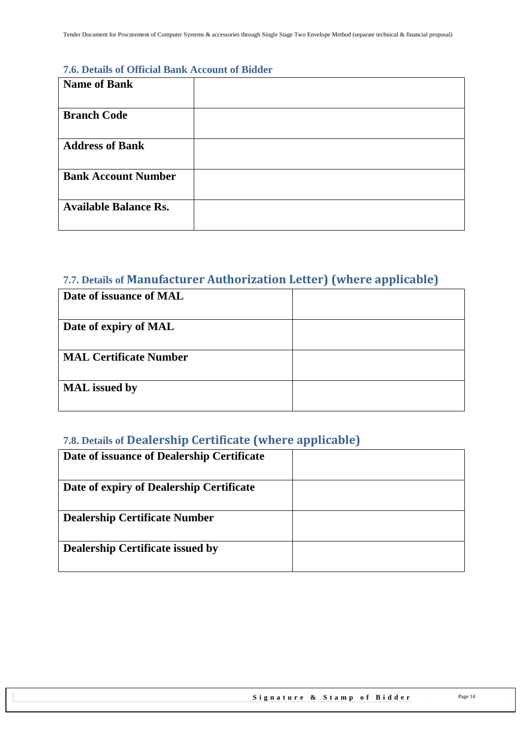### 7.6. Details of Official Bank Account of Bidder

| | |
|---|---|
| **Name of Bank** | |
| **Branch Code** | |
| **Address of Bank** | |
| **Bank Account Number** | |
| **Available Balance Rs.** | |

### 7.7. Details of Manufacturer Authorization Letter) (where applicable)

| | |
|---|---|
| **Date of issuance of MAL** | |
| **Date of expiry of MAL** | |
| **MAL Certificate Number** | |
| **MAL issued by** | |

### 7.8. Details of Dealership Certificate (where applicable)

| | |
|---|---|
| **Date of issuance of Dealership Certificate** | |
| **Date of expiry of Dealership Certificate** | |
| **Dealership Certificate Number** | |
| **Dealership Certificate issued by** | |

**Signature & Stamp of Bidder**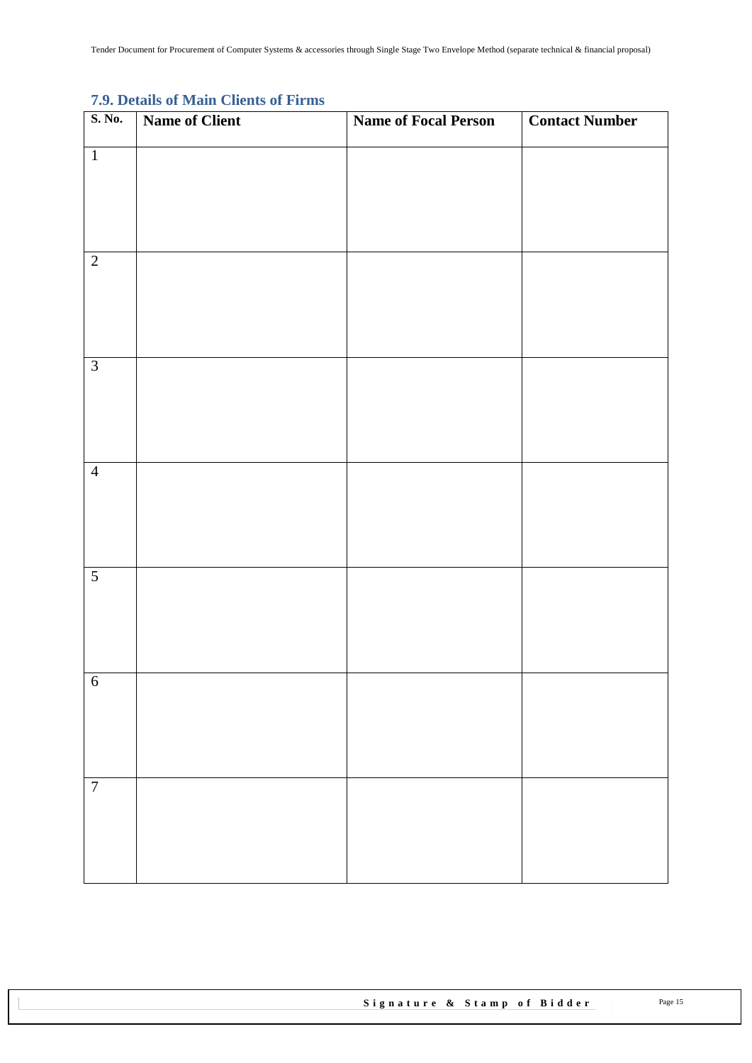### 7.9. Details of Main Clients of Firms

| S. No. | Name of Client | Name of Focal Person | Contact Number |
|---|---|---|---|
| 1 | | | |
| 2 | | | |
| 3 | | | |
| 4 | | | |
| 5 | | | |
| 6 | | | |
| 7 | | | |

**Signature & Stamp of Bidder**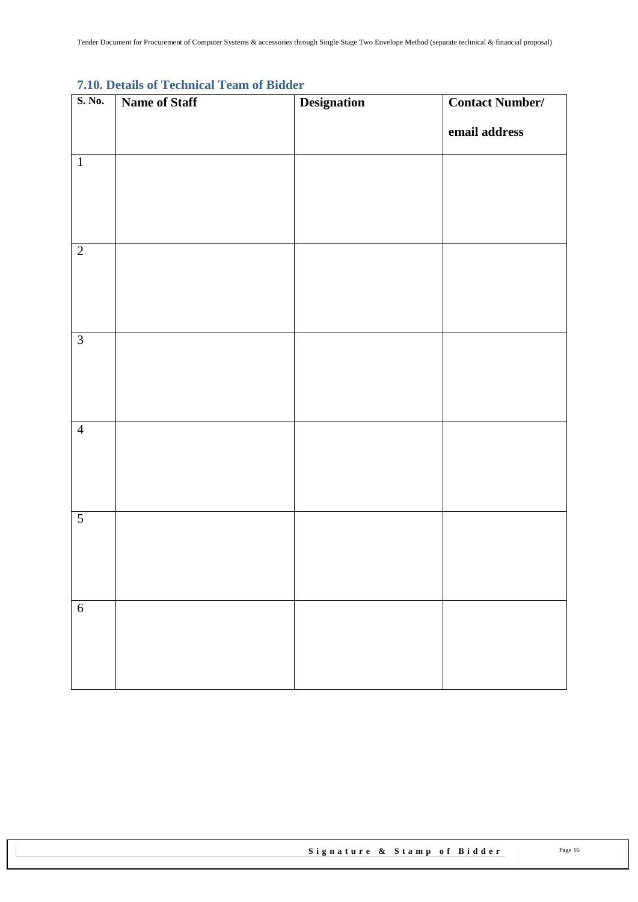## 7.10. Details of Technical Team of Bidder

| S. No. | Name of Staff | Designation | Contact Number/ email address |
|---|---|---|---|
| 1 | | | |
| 2 | | | |
| 3 | | | |
| 4 | | | |
| 5 | | | |
| 6 | | | |

**Signature & Stamp of Bidder**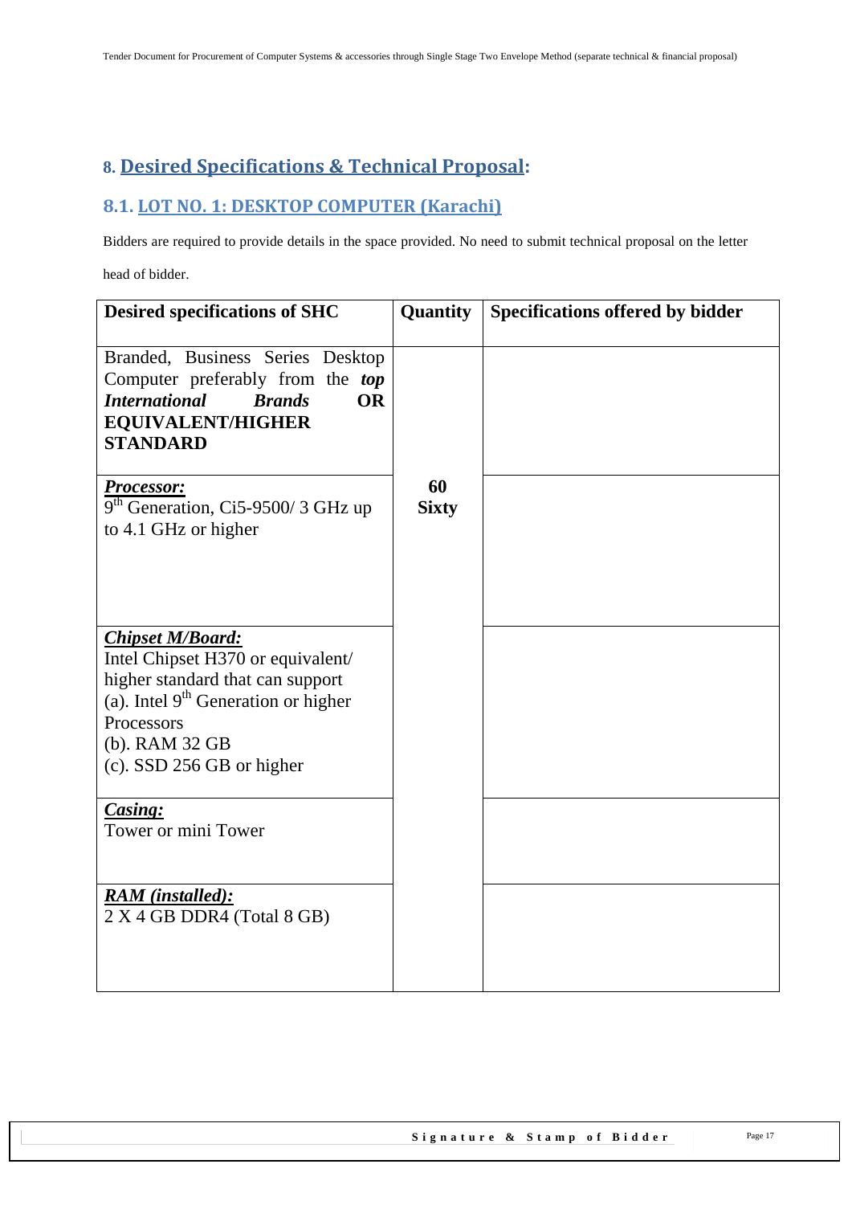## 8. Desired Specifications & Technical Proposal:

### 8.1. LOT NO. 1: DESKTOP COMPUTER (Karachi)

Bidders are required to provide details in the space provided. No need to submit technical proposal on the letter head of bidder.

| Desired specifications of SHC | Quantity | Specifications offered by bidder |
|---|---|---|
| Branded, Business Series Desktop Computer preferably from the ***top International Brands*** **OR EQUIVALENT/HIGHER STANDARD** | | |
| ***Processor:***<br>9th Generation, Ci5-9500/ 3 GHz up to 4.1 GHz or higher | **60**<br>**Sixty** | |
| ***Chipset M/Board:***<br>Intel Chipset H370 or equivalent/ higher standard that can support<br>(a). Intel 9th Generation or higher Processors<br>(b). RAM 32 GB<br>(c). SSD 256 GB or higher | | |
| ***Casing:***<br>Tower or mini Tower | | |
| ***RAM (installed):***<br>2 X 4 GB DDR4 (Total 8 GB) | | |

**Signature & Stamp of Bidder**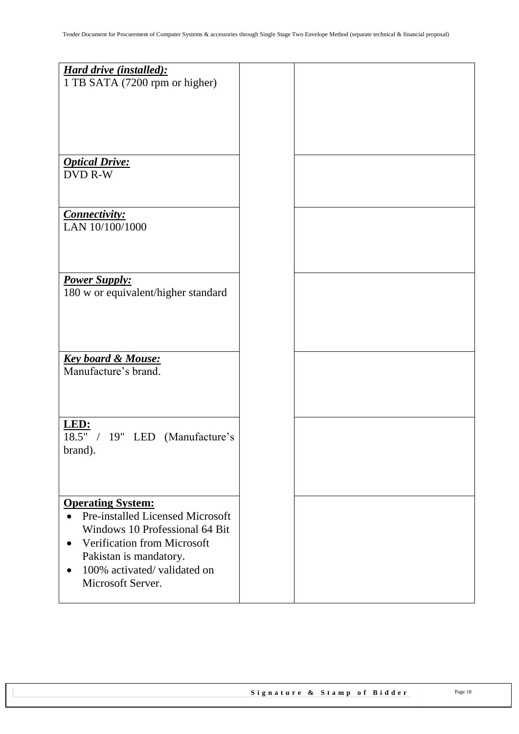| | | |
|---|---|---|
| ***Hard drive (installed):***<br>1 TB SATA (7200 rpm or higher) | | |
| ***Optical Drive:***<br>DVD R-W | | |
| ***Connectivity:***<br>LAN 10/100/1000 | | |
| ***Power Supply:***<br>180 w or equivalent/higher standard | | |
| ***Key board & Mouse:***<br>Manufacture's brand. | | |
| **LED:**<br>18.5" / 19" LED (Manufacture's brand). | | |
| **Operating System:**<br>• Pre-installed Licensed Microsoft Windows 10 Professional 64 Bit<br>• Verification from Microsoft Pakistan is mandatory.<br>• 100% activated/ validated on Microsoft Server. | | |

**Signature & Stamp of Bidder**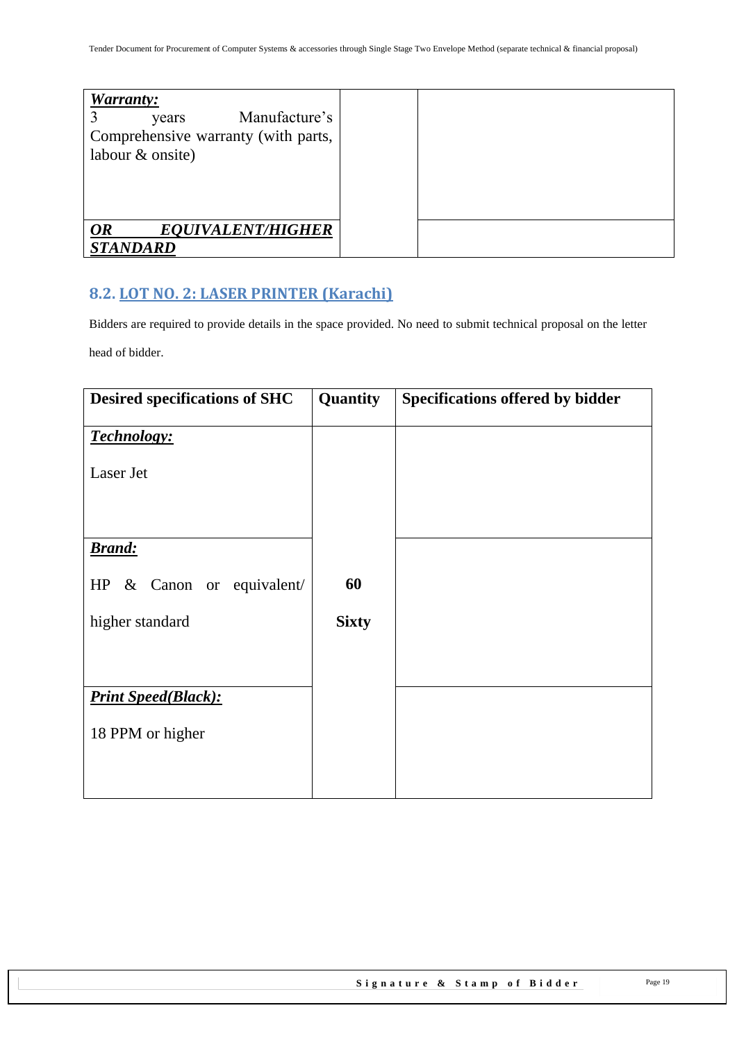| | | |
|---|---|---|
| ***Warranty:*** 3 years Manufacture's Comprehensive warranty (with parts, labour & onsite) | | |
| ***OR EQUIVALENT/HIGHER STANDARD*** | | |

### 8.2. LOT NO. 2: LASER PRINTER (Karachi)

Bidders are required to provide details in the space provided. No need to submit technical proposal on the letter head of bidder.

| Desired specifications of SHC | Quantity | Specifications offered by bidder |
|---|---|---|
| ***Technology:*** Laser Jet | | |
| ***Brand:*** HP & Canon or equivalent/ higher standard | **60** **Sixty** | |
| ***Print Speed(Black):*** 18 PPM or higher | | |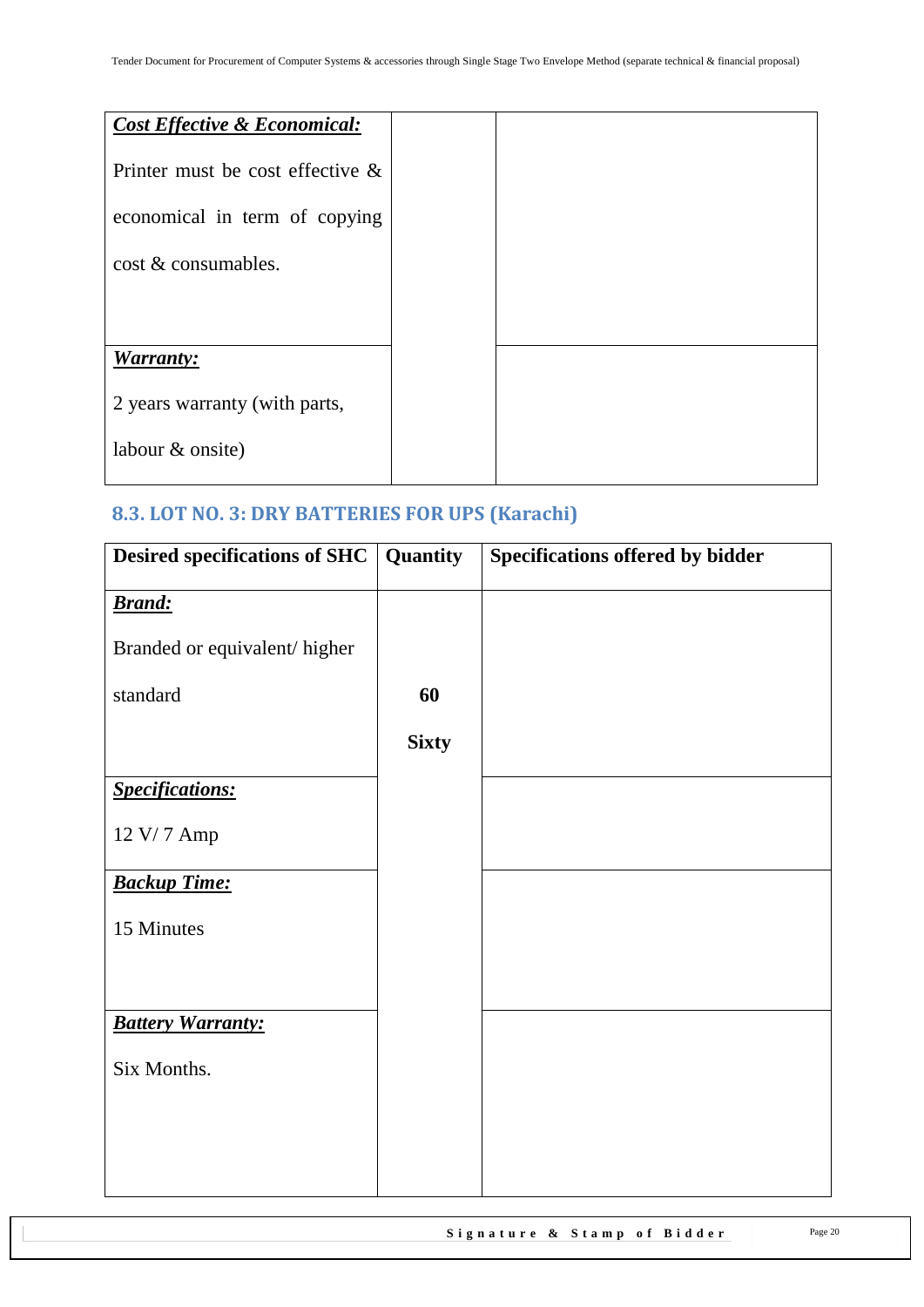| | | |
|---|---|---|
| ***Cost Effective & Economical:*** Printer must be cost effective & economical in term of copying cost & consumables. | | |
| ***Warranty:*** 2 years warranty (with parts, labour & onsite) | | |

## 8.3. LOT NO. 3: DRY BATTERIES FOR UPS (Karachi)

| **Desired specifications of SHC** | **Quantity** | **Specifications offered by bidder** |
|---|---|---|
| ***Brand:*** Branded or equivalent/ higher standard | **60 Sixty** | |
| ***Specifications:*** 12 V/ 7 Amp | | |
| ***Backup Time:*** 15 Minutes | | |
| ***Battery Warranty:*** Six Months. | | |

**Signature & Stamp of Bidder**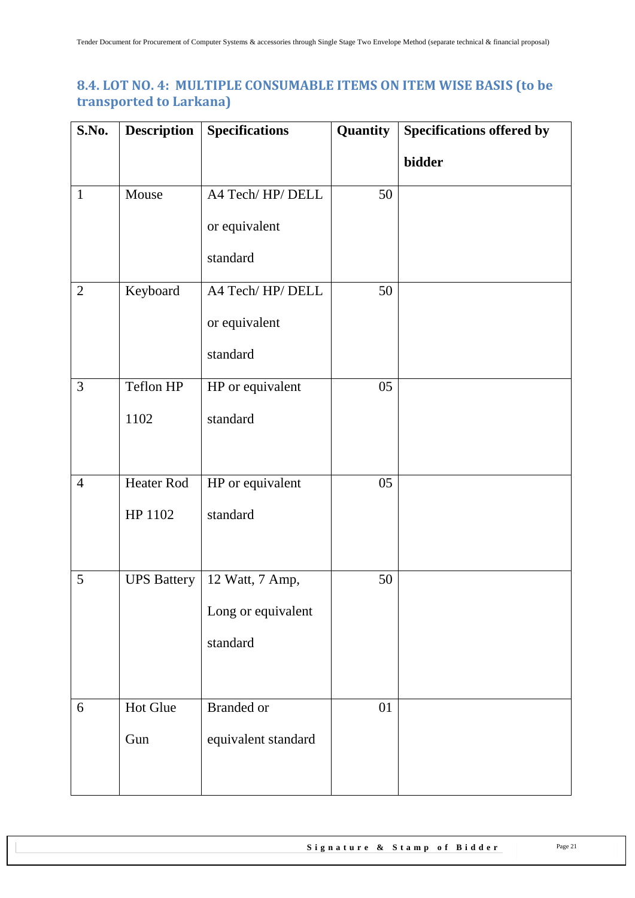## 8.4. LOT NO. 4: MULTIPLE CONSUMABLE ITEMS ON ITEM WISE BASIS (to be transported to Larkana)

| S.No. | Description | Specifications | Quantity | Specifications offered by bidder |
|---|---|---|---|---|
| 1 | Mouse | A4 Tech/ HP/ DELL or equivalent standard | 50 | |
| 2 | Keyboard | A4 Tech/ HP/ DELL or equivalent standard | 50 | |
| 3 | Teflon HP 1102 | HP or equivalent standard | 05 | |
| 4 | Heater Rod HP 1102 | HP or equivalent standard | 05 | |
| 5 | UPS Battery | 12 Watt, 7 Amp, Long or equivalent standard | 50 | |
| 6 | Hot Glue Gun | Branded or equivalent standard | 01 | |

**Signature & Stamp of Bidder**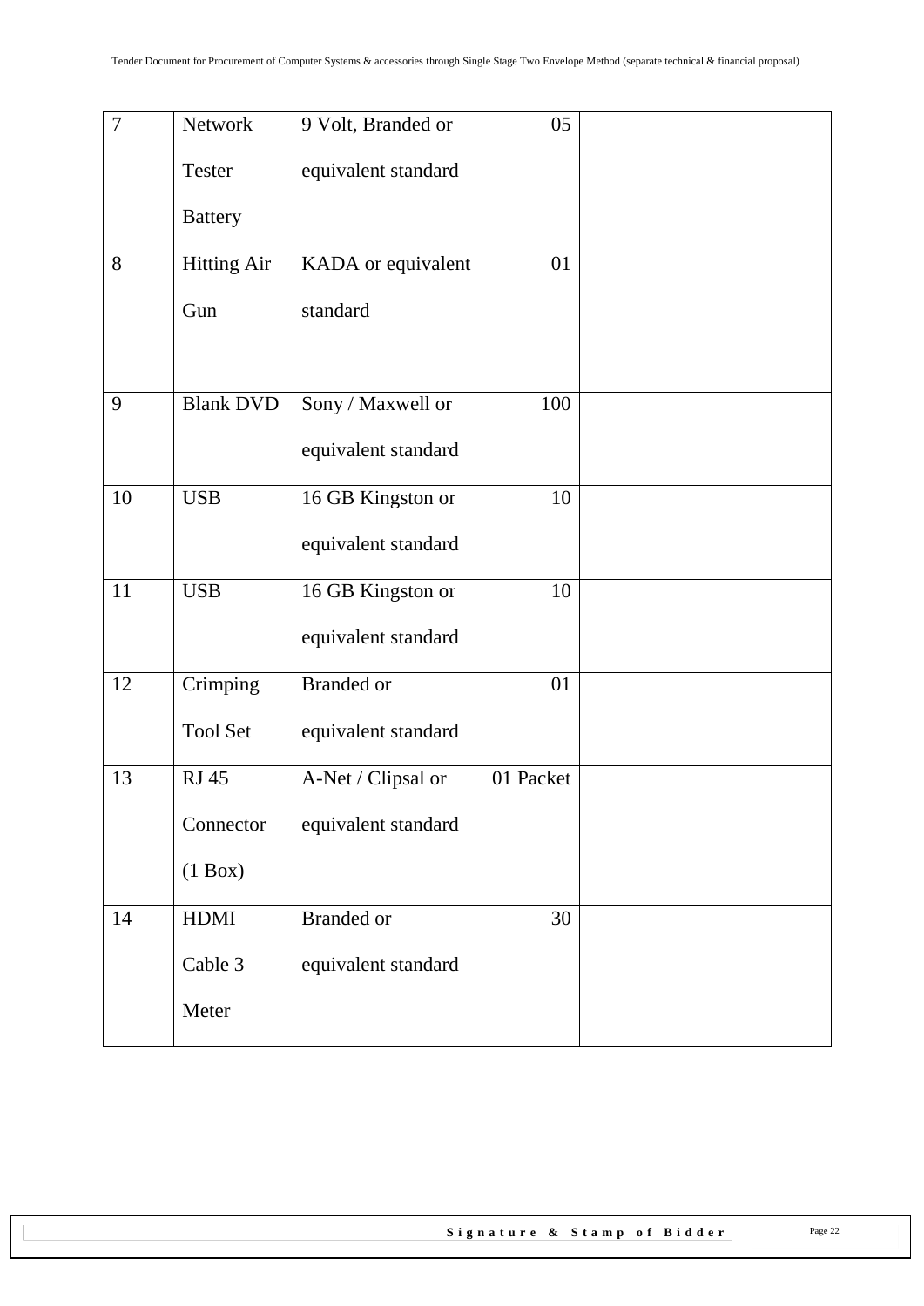| 7 | Network Tester Battery | 9 Volt, Branded or equivalent standard | 05 | |
|---|---|---|---|---|
| 8 | Hitting Air Gun | KADA or equivalent standard | 01 | |
| 9 | Blank DVD | Sony / Maxwell or equivalent standard | 100 | |
| 10 | USB | 16 GB Kingston or equivalent standard | 10 | |
| 11 | USB | 16 GB Kingston or equivalent standard | 10 | |
| 12 | Crimping Tool Set | Branded or equivalent standard | 01 | |
| 13 | RJ 45 Connector (1 Box) | A-Net / Clipsal or equivalent standard | 01 Packet | |
| 14 | HDMI Cable 3 Meter | Branded or equivalent standard | 30 | |

Signature & Stamp of Bidder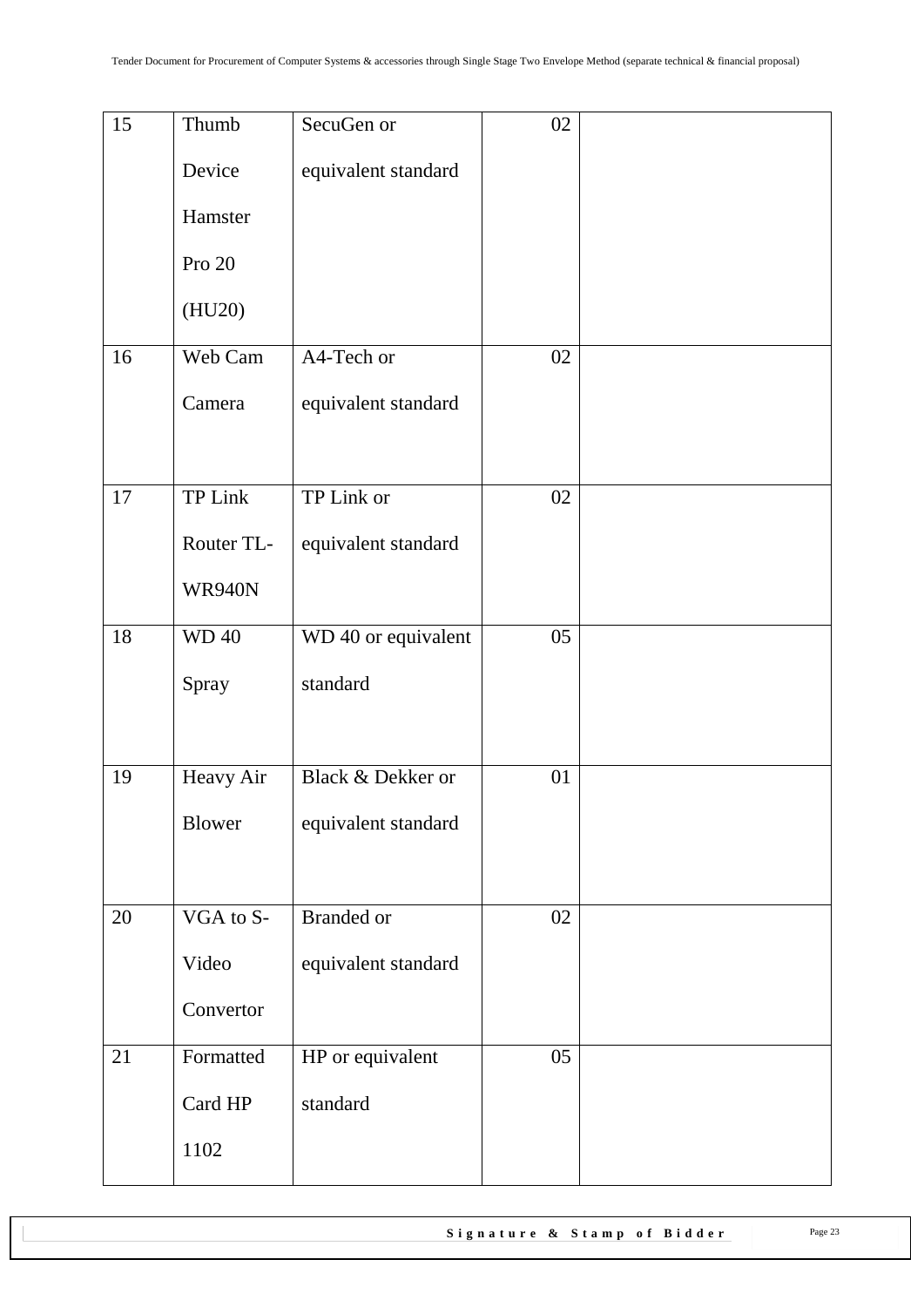| 15 | Thumb Device Hamster Pro 20 (HU20) | SecuGen or equivalent standard | 02 | |
|---|---|---|---|---|
| 16 | Web Cam Camera | A4-Tech or equivalent standard | 02 | |
| 17 | TP Link Router TL-WR940N | TP Link or equivalent standard | 02 | |
| 18 | WD 40 Spray | WD 40 or equivalent standard | 05 | |
| 19 | Heavy Air Blower | Black & Dekker or equivalent standard | 01 | |
| 20 | VGA to S-Video Convertor | Branded or equivalent standard | 02 | |
| 21 | Formatted Card HP 1102 | HP or equivalent standard | 05 | |

**Signature & Stamp of Bidder**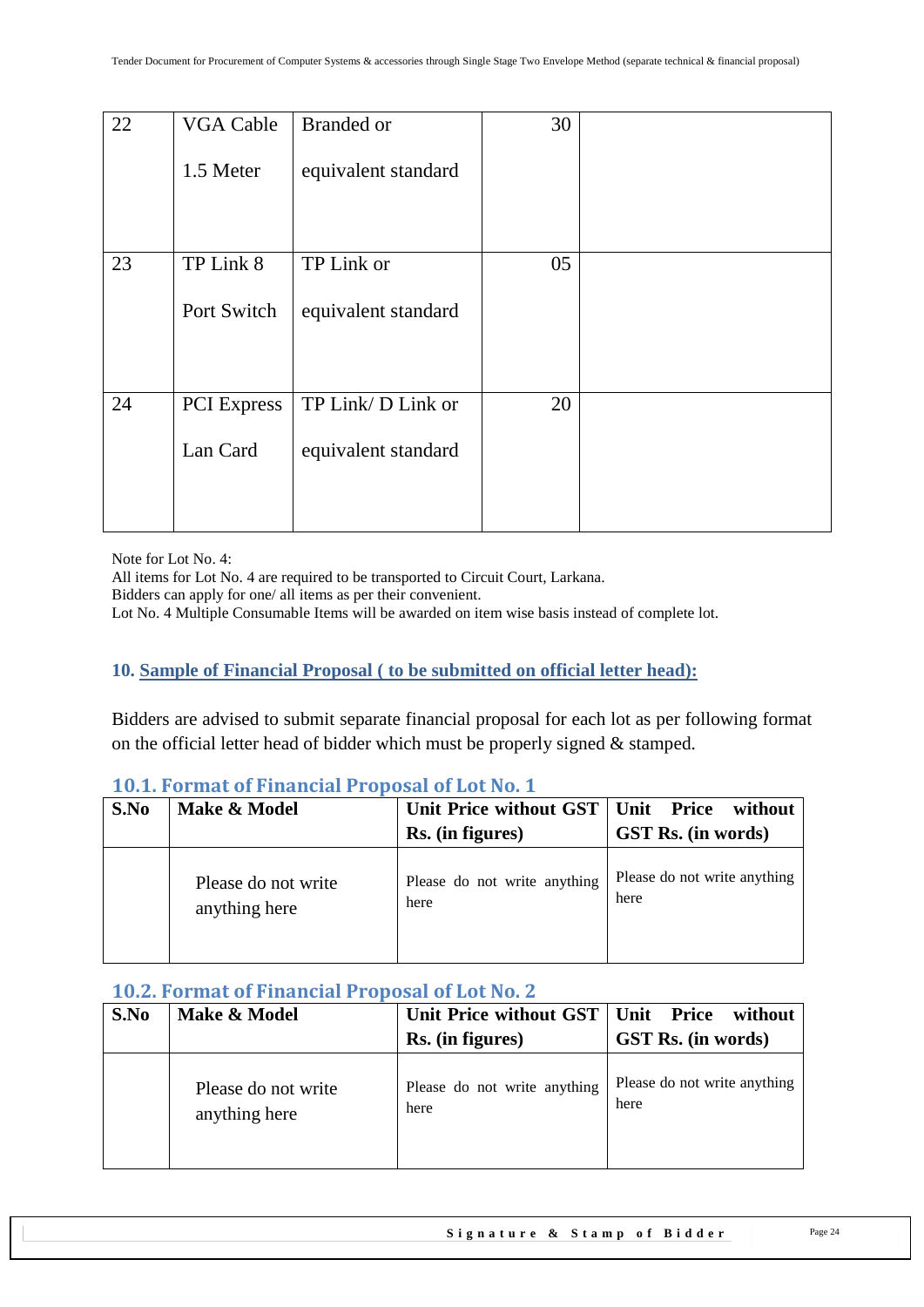| 22 | VGA Cable 1.5 Meter | Branded or equivalent standard | 30 | |
|---|---|---|---|---|
| 23 | TP Link 8 Port Switch | TP Link or equivalent standard | 05 | |
| 24 | PCI Express Lan Card | TP Link/ D Link or equivalent standard | 20 | |

Note for Lot No. 4:
All items for Lot No. 4 are required to be transported to Circuit Court, Larkana.
Bidders can apply for one/ all items as per their convenient.
Lot No. 4 Multiple Consumable Items will be awarded on item wise basis instead of complete lot.

## 10. Sample of Financial Proposal ( to be submitted on official letter head):

Bidders are advised to submit separate financial proposal for each lot as per following format on the official letter head of bidder which must be properly signed & stamped.

### 10.1. Format of Financial Proposal of Lot No. 1

| S.No | Make & Model | Unit Price without GST Rs. (in figures) | Unit Price without GST Rs. (in words) |
|---|---|---|---|
| | Please do not write anything here | Please do not write anything here | Please do not write anything here |

### 10.2. Format of Financial Proposal of Lot No. 2

| S.No | Make & Model | Unit Price without GST Rs. (in figures) | Unit Price without GST Rs. (in words) |
|---|---|---|---|
| | Please do not write anything here | Please do not write anything here | Please do not write anything here |

**Signature & Stamp of Bidder**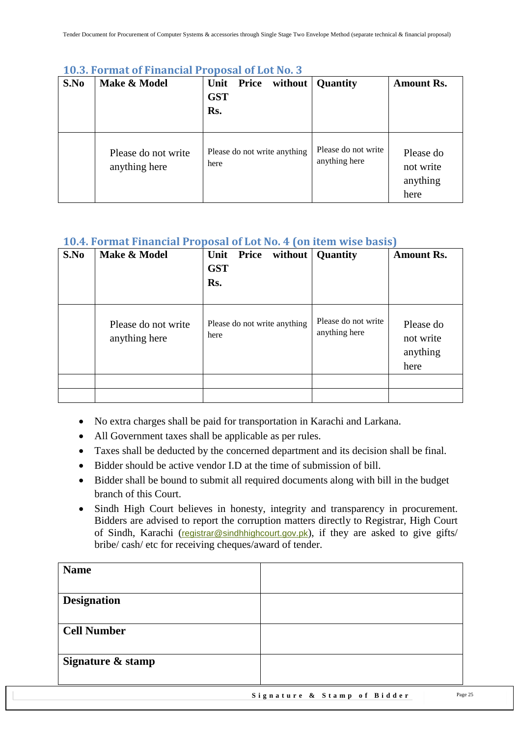## 10.3. Format of Financial Proposal of Lot No. 3

| S.No | Make & Model | Unit Price without GST Rs. | Quantity | Amount Rs. |
|---|---|---|---|---|
| | Please do not write anything here | Please do not write anything here | Please do not write anything here | Please do not write anything here |

## 10.4. Format Financial Proposal of Lot No. 4 (on item wise basis)

| S.No | Make & Model | Unit Price without GST Rs. | Quantity | Amount Rs. |
|---|---|---|---|---|
| | Please do not write anything here | Please do not write anything here | Please do not write anything here | Please do not write anything here |
| | | | | |
| | | | | |

- No extra charges shall be paid for transportation in Karachi and Larkana.
- All Government taxes shall be applicable as per rules.
- Taxes shall be deducted by the concerned department and its decision shall be final.
- Bidder should be active vendor I.D at the time of submission of bill.
- Bidder shall be bound to submit all required documents along with bill in the budget branch of this Court.
- Sindh High Court believes in honesty, integrity and transparency in procurement. Bidders are advised to report the corruption matters directly to Registrar, High Court of Sindh, Karachi (registrar@sindhhighcourt.gov.pk), if they are asked to give gifts/ bribe/ cash/ etc for receiving cheques/award of tender.

| **Name** | |
|---|---|
| **Designation** | |
| **Cell Number** | |
| **Signature & stamp** | |

**Signature & Stamp of Bidder**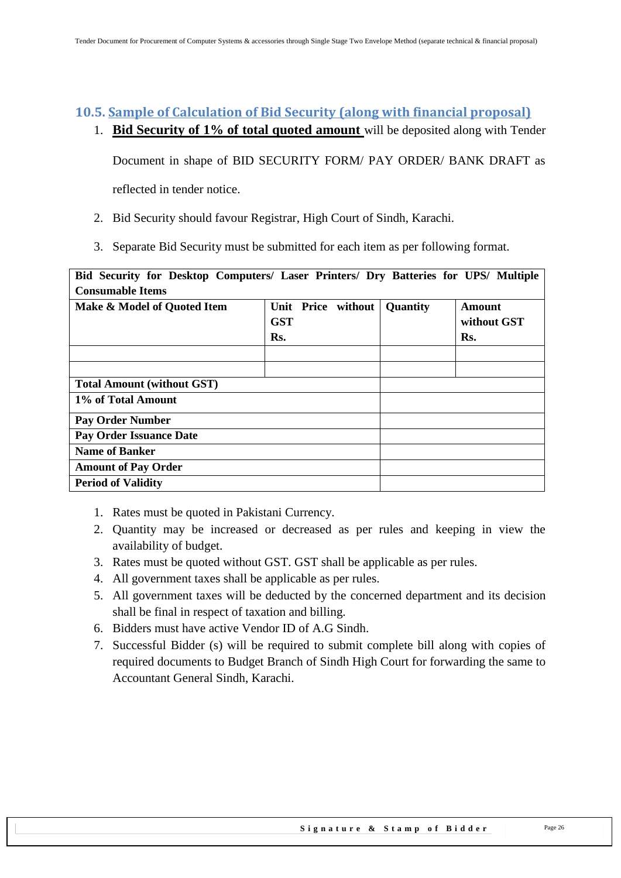## 10.5. Sample of Calculation of Bid Security (along with financial proposal)

1. **Bid Security of 1% of total quoted amount** will be deposited along with Tender Document in shape of BID SECURITY FORM/ PAY ORDER/ BANK DRAFT as reflected in tender notice.
2. Bid Security should favour Registrar, High Court of Sindh, Karachi.
3. Separate Bid Security must be submitted for each item as per following format.

| **Bid Security for Desktop Computers/ Laser Printers/ Dry Batteries for UPS/ Multiple Consumable Items** | | | |
|---|---|---|---|
| **Make & Model of Quoted Item** | **Unit Price without GST Rs.** | **Quantity** | **Amount without GST Rs.** |
| | | | |
| | | | |
| **Total Amount (without GST)** | | | |
| **1% of Total Amount** | | | |
| **Pay Order Number** | | | |
| **Pay Order Issuance Date** | | | |
| **Name of Banker** | | | |
| **Amount of Pay Order** | | | |
| **Period of Validity** | | | |

1. Rates must be quoted in Pakistani Currency.
2. Quantity may be increased or decreased as per rules and keeping in view the availability of budget.
3. Rates must be quoted without GST. GST shall be applicable as per rules.
4. All government taxes shall be applicable as per rules.
5. All government taxes will be deducted by the concerned department and its decision shall be final in respect of taxation and billing.
6. Bidders must have active Vendor ID of A.G Sindh.
7. Successful Bidder (s) will be required to submit complete bill along with copies of required documents to Budget Branch of Sindh High Court for forwarding the same to Accountant General Sindh, Karachi.

**Signature & Stamp of Bidder**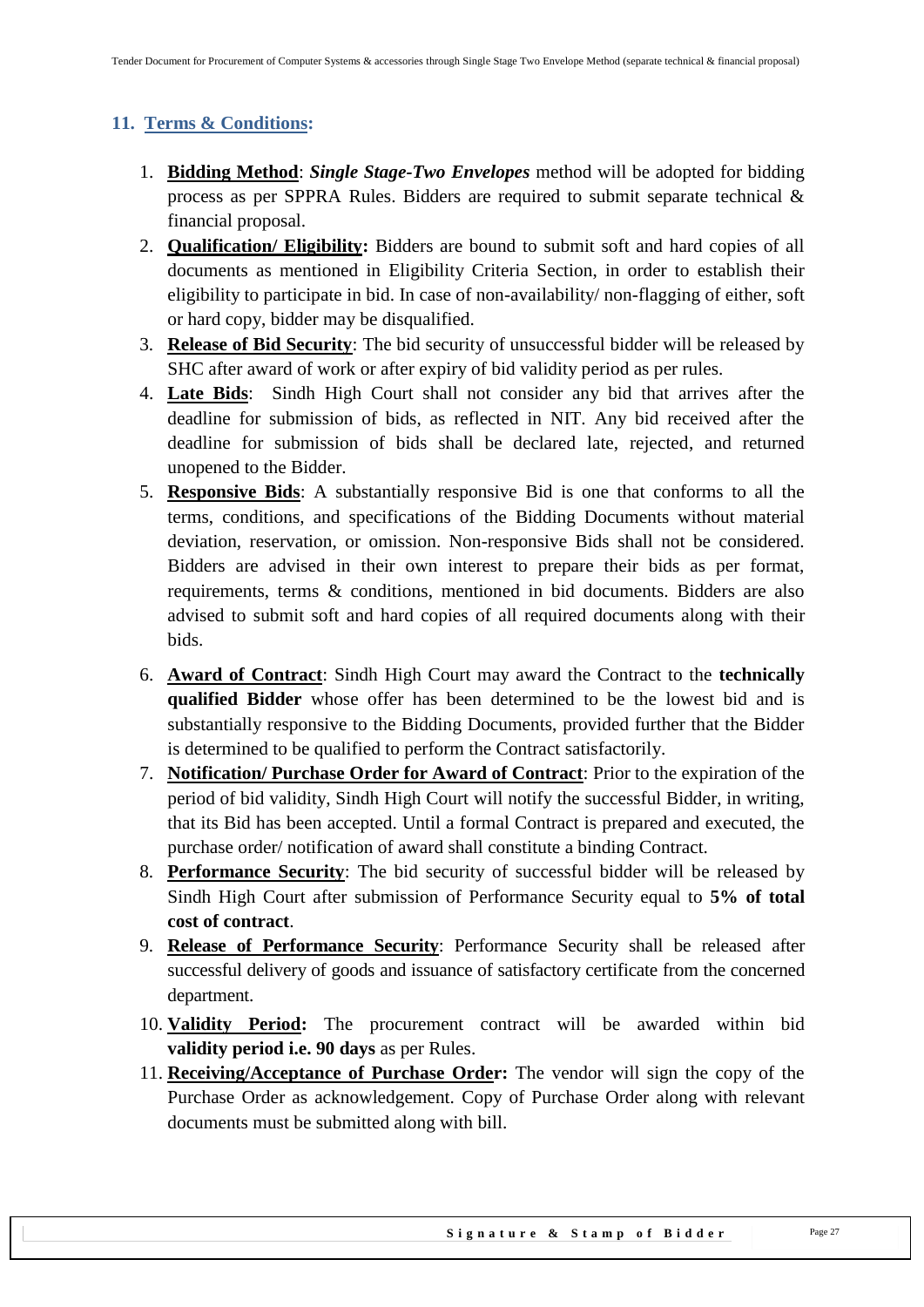## 11. Terms & Conditions:

1. **Bidding Method**: ***Single Stage-Two Envelopes*** method will be adopted for bidding process as per SPPRA Rules. Bidders are required to submit separate technical & financial proposal.
2. **Qualification/ Eligibility:** Bidders are bound to submit soft and hard copies of all documents as mentioned in Eligibility Criteria Section, in order to establish their eligibility to participate in bid. In case of non-availability/ non-flagging of either, soft or hard copy, bidder may be disqualified.
3. **Release of Bid Security**: The bid security of unsuccessful bidder will be released by SHC after award of work or after expiry of bid validity period as per rules.
4. **Late Bids**: Sindh High Court shall not consider any bid that arrives after the deadline for submission of bids, as reflected in NIT. Any bid received after the deadline for submission of bids shall be declared late, rejected, and returned unopened to the Bidder.
5. **Responsive Bids**: A substantially responsive Bid is one that conforms to all the terms, conditions, and specifications of the Bidding Documents without material deviation, reservation, or omission. Non-responsive Bids shall not be considered. Bidders are advised in their own interest to prepare their bids as per format, requirements, terms & conditions, mentioned in bid documents. Bidders are also advised to submit soft and hard copies of all required documents along with their bids.
6. **Award of Contract**: Sindh High Court may award the Contract to the **technically qualified Bidder** whose offer has been determined to be the lowest bid and is substantially responsive to the Bidding Documents, provided further that the Bidder is determined to be qualified to perform the Contract satisfactorily.
7. **Notification/ Purchase Order for Award of Contract**: Prior to the expiration of the period of bid validity, Sindh High Court will notify the successful Bidder, in writing, that its Bid has been accepted. Until a formal Contract is prepared and executed, the purchase order/ notification of award shall constitute a binding Contract.
8. **Performance Security**: The bid security of successful bidder will be released by Sindh High Court after submission of Performance Security equal to **5% of total cost of contract**.
9. **Release of Performance Security**: Performance Security shall be released after successful delivery of goods and issuance of satisfactory certificate from the concerned department.
10. **Validity Period:** The procurement contract will be awarded within bid **validity period i.e. 90 days** as per Rules.
11. **Receiving/Acceptance of Purchase Order:** The vendor will sign the copy of the Purchase Order as acknowledgement. Copy of Purchase Order along with relevant documents must be submitted along with bill.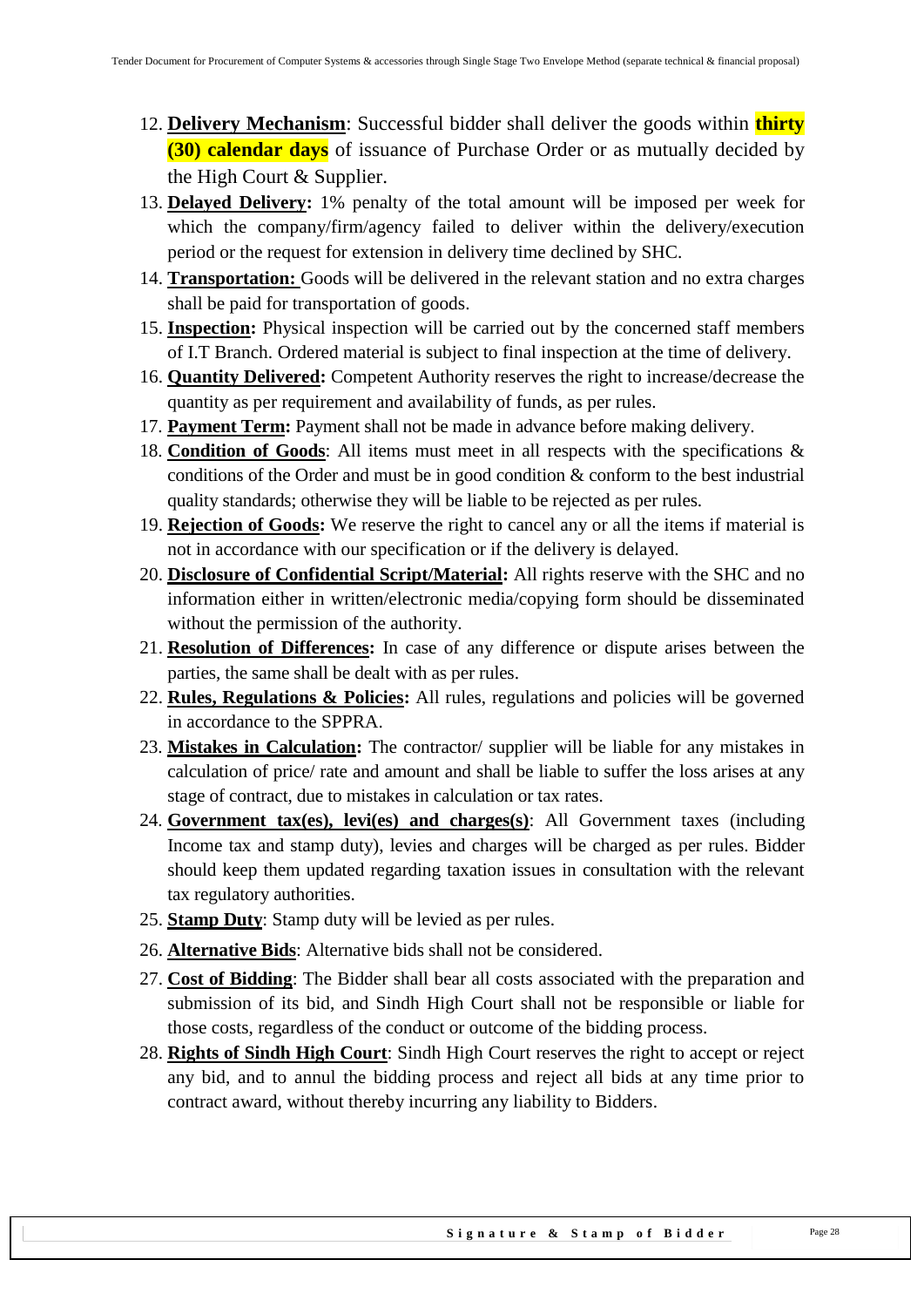12. **Delivery Mechanism**: Successful bidder shall deliver the goods within **thirty (30) calendar days** of issuance of Purchase Order or as mutually decided by the High Court & Supplier.
13. **Delayed Delivery:** 1% penalty of the total amount will be imposed per week for which the company/firm/agency failed to deliver within the delivery/execution period or the request for extension in delivery time declined by SHC.
14. **Transportation:** Goods will be delivered in the relevant station and no extra charges shall be paid for transportation of goods.
15. **Inspection:** Physical inspection will be carried out by the concerned staff members of I.T Branch. Ordered material is subject to final inspection at the time of delivery.
16. **Quantity Delivered:** Competent Authority reserves the right to increase/decrease the quantity as per requirement and availability of funds, as per rules.
17. **Payment Term:** Payment shall not be made in advance before making delivery.
18. **Condition of Goods**: All items must meet in all respects with the specifications & conditions of the Order and must be in good condition & conform to the best industrial quality standards; otherwise they will be liable to be rejected as per rules.
19. **Rejection of Goods:** We reserve the right to cancel any or all the items if material is not in accordance with our specification or if the delivery is delayed.
20. **Disclosure of Confidential Script/Material:** All rights reserve with the SHC and no information either in written/electronic media/copying form should be disseminated without the permission of the authority.
21. **Resolution of Differences:** In case of any difference or dispute arises between the parties, the same shall be dealt with as per rules.
22. **Rules, Regulations & Policies:** All rules, regulations and policies will be governed in accordance to the SPPRA.
23. **Mistakes in Calculation:** The contractor/ supplier will be liable for any mistakes in calculation of price/ rate and amount and shall be liable to suffer the loss arises at any stage of contract, due to mistakes in calculation or tax rates.
24. **Government tax(es), levi(es) and charges(s)**: All Government taxes (including Income tax and stamp duty), levies and charges will be charged as per rules. Bidder should keep them updated regarding taxation issues in consultation with the relevant tax regulatory authorities.
25. **Stamp Duty**: Stamp duty will be levied as per rules.
26. **Alternative Bids**: Alternative bids shall not be considered.
27. **Cost of Bidding**: The Bidder shall bear all costs associated with the preparation and submission of its bid, and Sindh High Court shall not be responsible or liable for those costs, regardless of the conduct or outcome of the bidding process.
28. **Rights of Sindh High Court**: Sindh High Court reserves the right to accept or reject any bid, and to annul the bidding process and reject all bids at any time prior to contract award, without thereby incurring any liability to Bidders.

**Signature & Stamp of Bidder**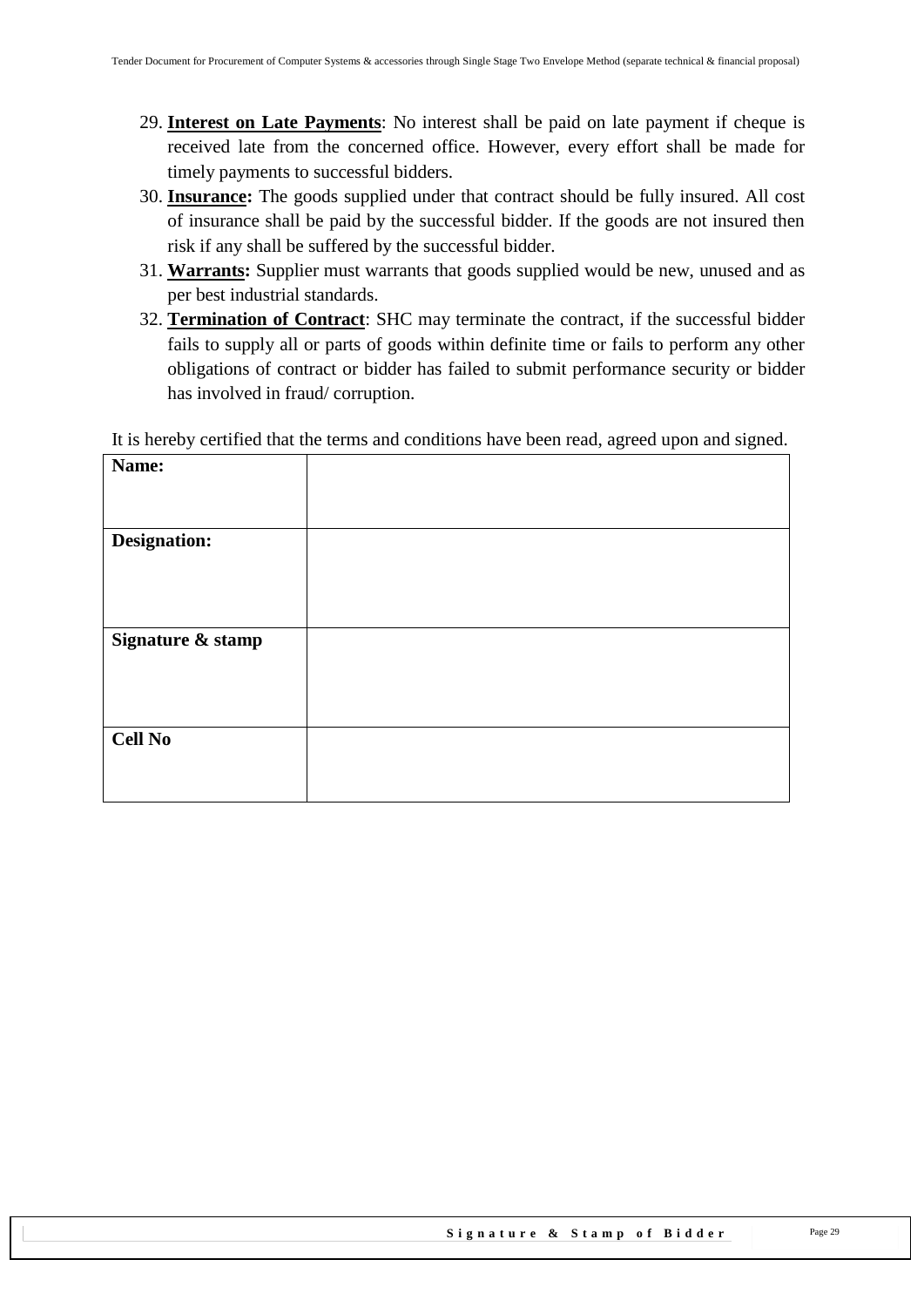29. **Interest on Late Payments**: No interest shall be paid on late payment if cheque is received late from the concerned office. However, every effort shall be made for timely payments to successful bidders.
30. **Insurance:** The goods supplied under that contract should be fully insured. All cost of insurance shall be paid by the successful bidder. If the goods are not insured then risk if any shall be suffered by the successful bidder.
31. **Warrants:** Supplier must warrants that goods supplied would be new, unused and as per best industrial standards.
32. **Termination of Contract**: SHC may terminate the contract, if the successful bidder fails to supply all or parts of goods within definite time or fails to perform any other obligations of contract or bidder has failed to submit performance security or bidder has involved in fraud/ corruption.

It is hereby certified that the terms and conditions have been read, agreed upon and signed.

| **Name:** | |
|---|---|
| **Designation:** | |
| **Signature & stamp** | |
| **Cell No** | |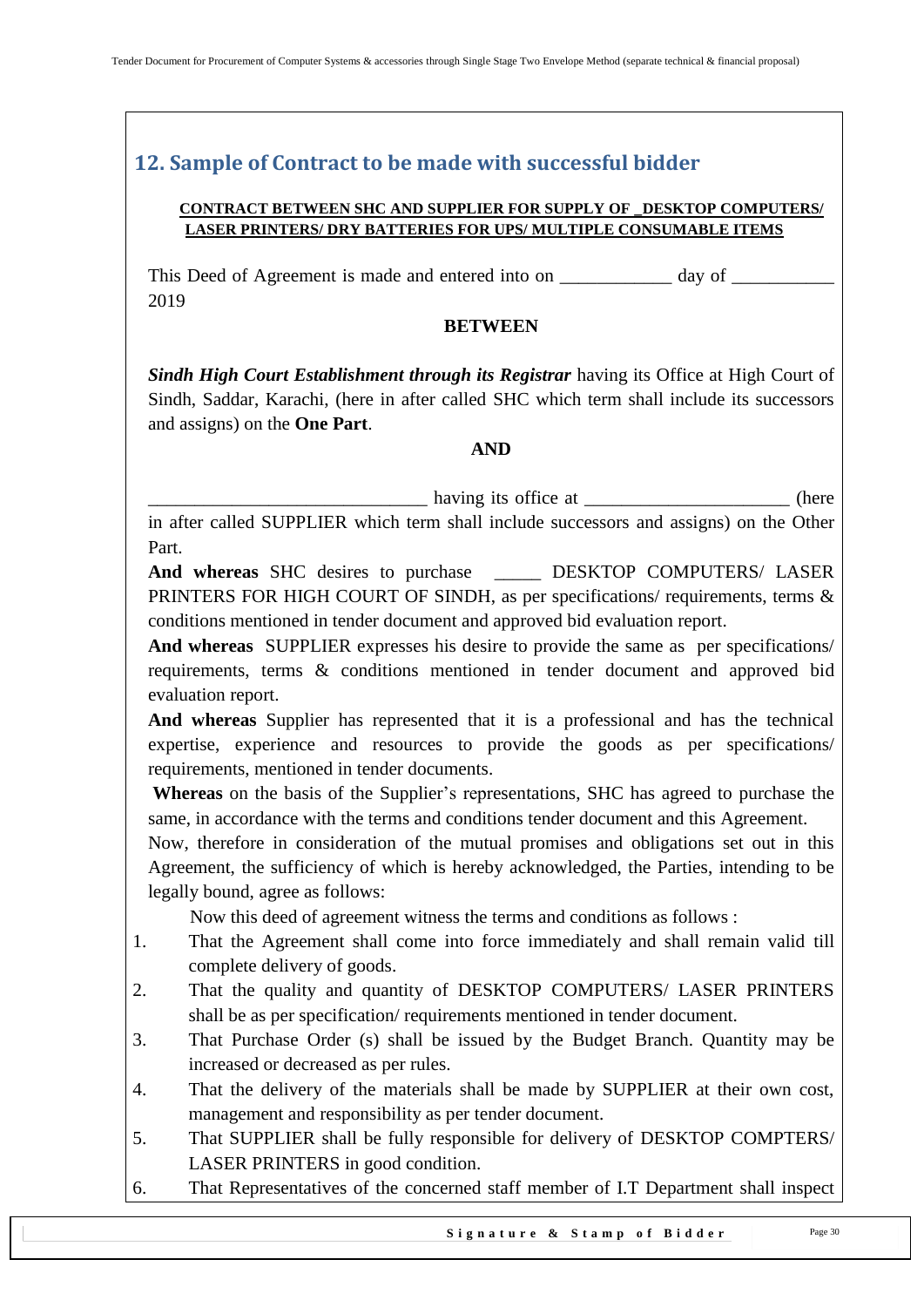## 12. Sample of Contract to be made with successful bidder

**CONTRACT BETWEEN SHC AND SUPPLIER FOR SUPPLY OF _DESKTOP COMPUTERS/ LASER PRINTERS/ DRY BATTERIES FOR UPS/ MULTIPLE CONSUMABLE ITEMS**

This Deed of Agreement is made and entered into on ____________ day of ___________ 2019

**BETWEEN**

***Sindh High Court Establishment through its Registrar*** having its Office at High Court of Sindh, Saddar, Karachi, (here in after called SHC which term shall include its successors and assigns) on the **One Part**.

**AND**

______________________________ having its office at ______________________ (here in after called SUPPLIER which term shall include successors and assigns) on the Other Part.

**And whereas** SHC desires to purchase _____ DESKTOP COMPUTERS/ LASER PRINTERS FOR HIGH COURT OF SINDH, as per specifications/ requirements, terms & conditions mentioned in tender document and approved bid evaluation report.

**And whereas** SUPPLIER expresses his desire to provide the same as per specifications/ requirements, terms & conditions mentioned in tender document and approved bid evaluation report.

**And whereas** Supplier has represented that it is a professional and has the technical expertise, experience and resources to provide the goods as per specifications/ requirements, mentioned in tender documents.

**Whereas** on the basis of the Supplier's representations, SHC has agreed to purchase the same, in accordance with the terms and conditions tender document and this Agreement.

Now, therefore in consideration of the mutual promises and obligations set out in this Agreement, the sufficiency of which is hereby acknowledged, the Parties, intending to be legally bound, agree as follows:

Now this deed of agreement witness the terms and conditions as follows :

1. That the Agreement shall come into force immediately and shall remain valid till complete delivery of goods.
2. That the quality and quantity of DESKTOP COMPUTERS/ LASER PRINTERS shall be as per specification/ requirements mentioned in tender document.
3. That Purchase Order (s) shall be issued by the Budget Branch. Quantity may be increased or decreased as per rules.
4. That the delivery of the materials shall be made by SUPPLIER at their own cost, management and responsibility as per tender document.
5. That SUPPLIER shall be fully responsible for delivery of DESKTOP COMPTERS/ LASER PRINTERS in good condition.
6. That Representatives of the concerned staff member of I.T Department shall inspect

**Signature & Stamp of Bidder**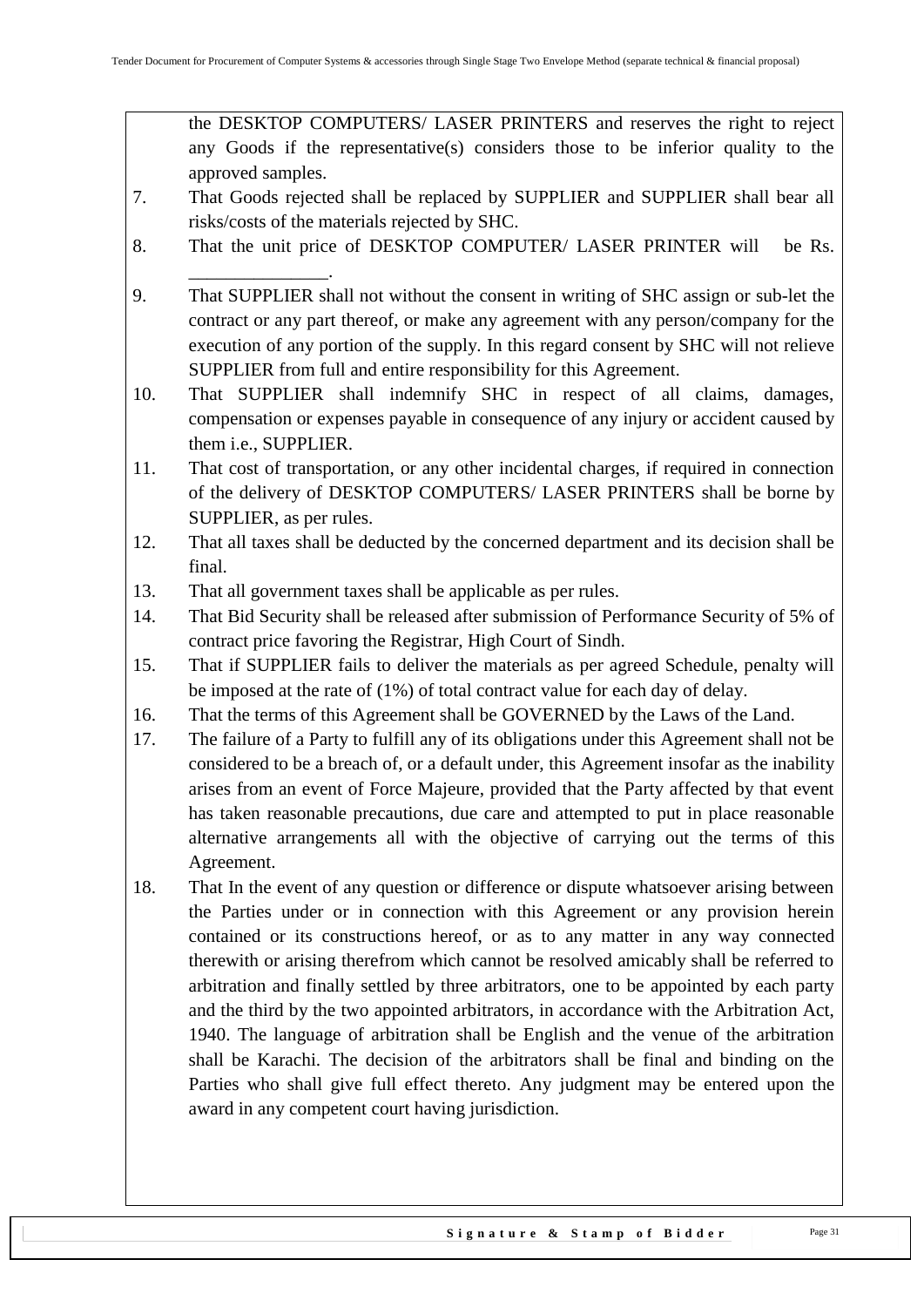the DESKTOP COMPUTERS/ LASER PRINTERS and reserves the right to reject any Goods if the representative(s) considers those to be inferior quality to the approved samples.

7. That Goods rejected shall be replaced by SUPPLIER and SUPPLIER shall bear all risks/costs of the materials rejected by SHC.
8. That the unit price of DESKTOP COMPUTER/ LASER PRINTER will be Rs. _______________.
9. That SUPPLIER shall not without the consent in writing of SHC assign or sub-let the contract or any part thereof, or make any agreement with any person/company for the execution of any portion of the supply. In this regard consent by SHC will not relieve SUPPLIER from full and entire responsibility for this Agreement.
10. That SUPPLIER shall indemnify SHC in respect of all claims, damages, compensation or expenses payable in consequence of any injury or accident caused by them i.e., SUPPLIER.
11. That cost of transportation, or any other incidental charges, if required in connection of the delivery of DESKTOP COMPUTERS/ LASER PRINTERS shall be borne by SUPPLIER, as per rules.
12. That all taxes shall be deducted by the concerned department and its decision shall be final.
13. That all government taxes shall be applicable as per rules.
14. That Bid Security shall be released after submission of Performance Security of 5% of contract price favoring the Registrar, High Court of Sindh.
15. That if SUPPLIER fails to deliver the materials as per agreed Schedule, penalty will be imposed at the rate of (1%) of total contract value for each day of delay.
16. That the terms of this Agreement shall be GOVERNED by the Laws of the Land.
17. The failure of a Party to fulfill any of its obligations under this Agreement shall not be considered to be a breach of, or a default under, this Agreement insofar as the inability arises from an event of Force Majeure, provided that the Party affected by that event has taken reasonable precautions, due care and attempted to put in place reasonable alternative arrangements all with the objective of carrying out the terms of this Agreement.
18. That In the event of any question or difference or dispute whatsoever arising between the Parties under or in connection with this Agreement or any provision herein contained or its constructions hereof, or as to any matter in any way connected therewith or arising therefrom which cannot be resolved amicably shall be referred to arbitration and finally settled by three arbitrators, one to be appointed by each party and the third by the two appointed arbitrators, in accordance with the Arbitration Act, 1940. The language of arbitration shall be English and the venue of the arbitration shall be Karachi. The decision of the arbitrators shall be final and binding on the Parties who shall give full effect thereto. Any judgment may be entered upon the award in any competent court having jurisdiction.

**Signature & Stamp of Bidder**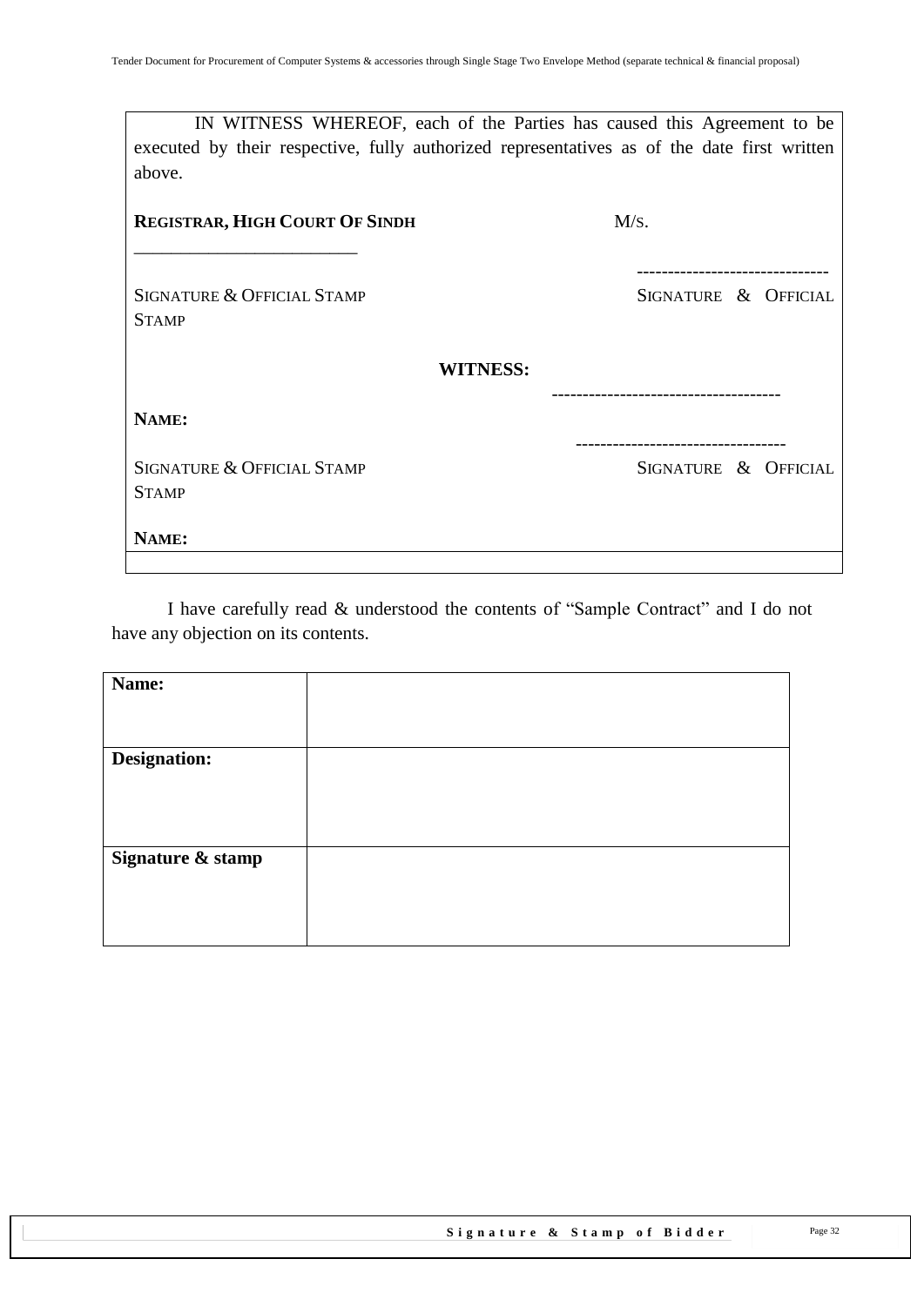IN WITNESS WHEREOF, each of the Parties has caused this Agreement to be executed by their respective, fully authorized representatives as of the date first written above.

| **REGISTRAR, HIGH COURT OF SINDH** | M/S. |
|---|---|
| _________________________ | ------------------------------ |
| SIGNATURE & OFFICIAL STAMP | SIGNATURE & OFFICIAL STAMP |

**WITNESS:**

| | ------------------------------------ |
|---|---|
| **NAME:** | --------------------------------- |
| SIGNATURE & OFFICIAL STAMP | SIGNATURE & OFFICIAL STAMP |
| **NAME:** | |

I have carefully read & understood the contents of "Sample Contract" and I do not have any objection on its contents.

| **Name:** | |
|---|---|
| **Designation:** | |
| **Signature & stamp** | |

Signature & Stamp of Bidder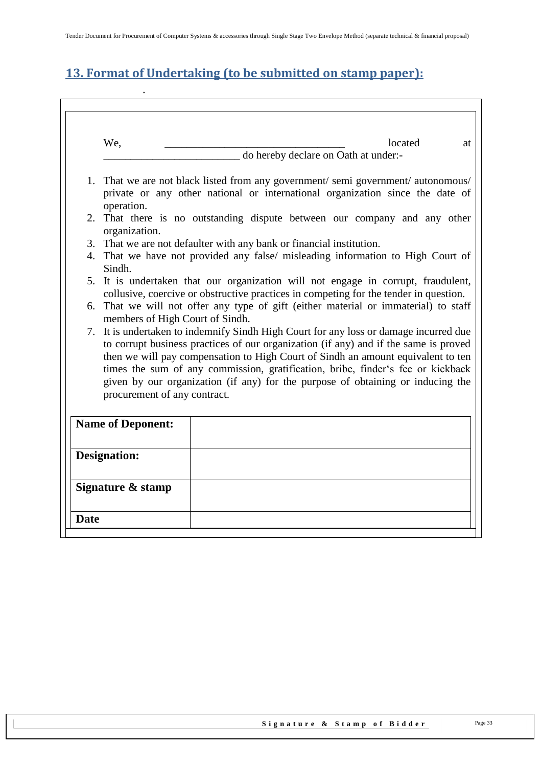## 13. Format of Undertaking (to be submitted on stamp paper):

We, ________________________________ located at ________________________ do hereby declare on Oath at under:-

1. That we are not black listed from any government/ semi government/ autonomous/ private or any other national or international organization since the date of operation.
2. That there is no outstanding dispute between our company and any other organization.
3. That we are not defaulter with any bank or financial institution.
4. That we have not provided any false/ misleading information to High Court of Sindh.
5. It is undertaken that our organization will not engage in corrupt, fraudulent, collusive, coercive or obstructive practices in competing for the tender in question.
6. That we will not offer any type of gift (either material or immaterial) to staff members of High Court of Sindh.
7. It is undertaken to indemnify Sindh High Court for any loss or damage incurred due to corrupt business practices of our organization (if any) and if the same is proved then we will pay compensation to High Court of Sindh an amount equivalent to ten times the sum of any commission, gratification, bribe, finder's fee or kickback given by our organization (if any) for the purpose of obtaining or inducing the procurement of any contract.

| | |
|---|---|
| **Name of Deponent:** | |
| **Designation:** | |
| **Signature & stamp** | |
| **Date** | |

**Signature & Stamp of Bidder**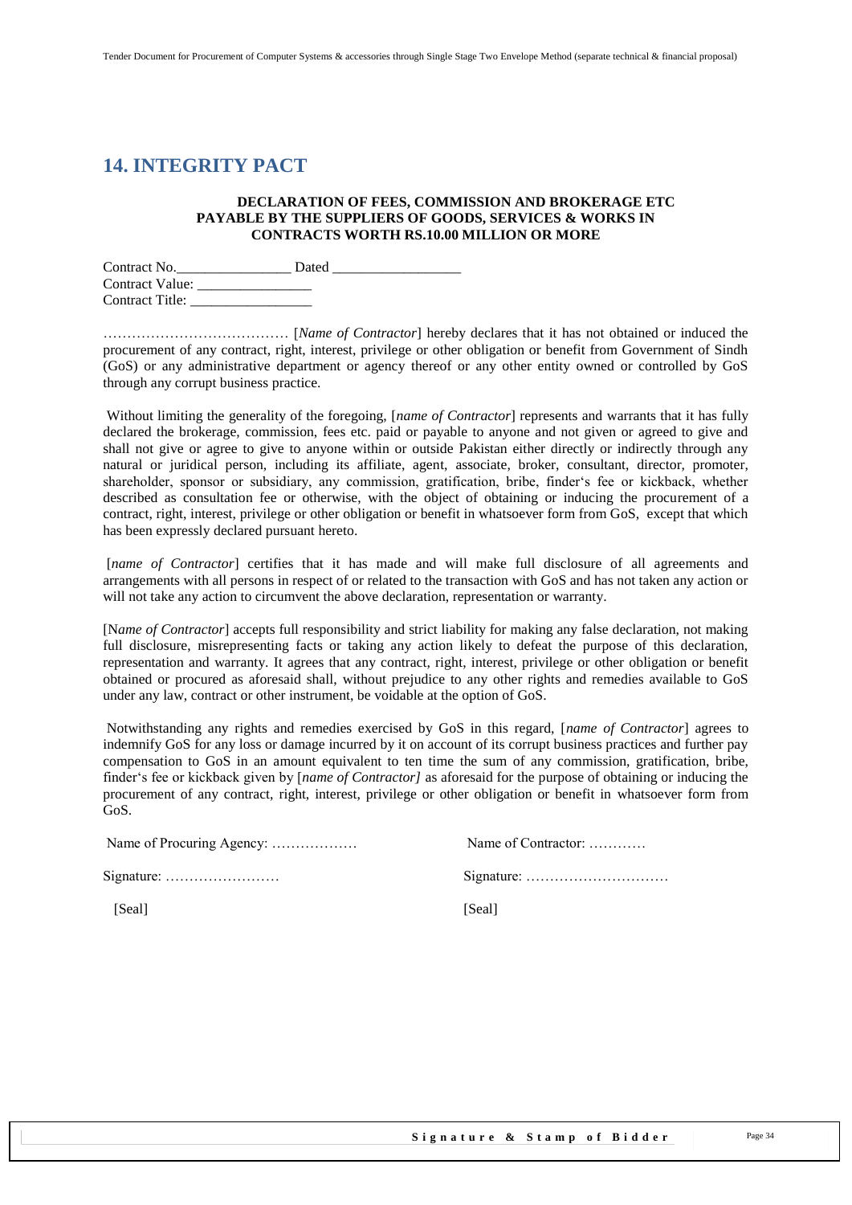# 14. INTEGRITY PACT

**DECLARATION OF FEES, COMMISSION AND BROKERAGE ETC PAYABLE BY THE SUPPLIERS OF GOODS, SERVICES & WORKS IN CONTRACTS WORTH RS.10.00 MILLION OR MORE**

Contract No.________________ Dated __________________
Contract Value: ________________
Contract Title: _________________

………………………………… [*Name of Contractor*] hereby declares that it has not obtained or induced the procurement of any contract, right, interest, privilege or other obligation or benefit from Government of Sindh (GoS) or any administrative department or agency thereof or any other entity owned or controlled by GoS through any corrupt business practice.

Without limiting the generality of the foregoing, [*name of Contractor*] represents and warrants that it has fully declared the brokerage, commission, fees etc. paid or payable to anyone and not given or agreed to give and shall not give or agree to give to anyone within or outside Pakistan either directly or indirectly through any natural or juridical person, including its affiliate, agent, associate, broker, consultant, director, promoter, shareholder, sponsor or subsidiary, any commission, gratification, bribe, finder's fee or kickback, whether described as consultation fee or otherwise, with the object of obtaining or inducing the procurement of a contract, right, interest, privilege or other obligation or benefit in whatsoever form from GoS, except that which has been expressly declared pursuant hereto.

[*name of Contractor*] certifies that it has made and will make full disclosure of all agreements and arrangements with all persons in respect of or related to the transaction with GoS and has not taken any action or will not take any action to circumvent the above declaration, representation or warranty.

[N*ame of Contractor*] accepts full responsibility and strict liability for making any false declaration, not making full disclosure, misrepresenting facts or taking any action likely to defeat the purpose of this declaration, representation and warranty. It agrees that any contract, right, interest, privilege or other obligation or benefit obtained or procured as aforesaid shall, without prejudice to any other rights and remedies available to GoS under any law, contract or other instrument, be voidable at the option of GoS.

Notwithstanding any rights and remedies exercised by GoS in this regard, [*name of Contractor*] agrees to indemnify GoS for any loss or damage incurred by it on account of its corrupt business practices and further pay compensation to GoS in an amount equivalent to ten time the sum of any commission, gratification, bribe, finder's fee or kickback given by [*name of Contractor]* as aforesaid for the purpose of obtaining or inducing the procurement of any contract, right, interest, privilege or other obligation or benefit in whatsoever form from GoS.

| | |
|---|---|
| Name of Procuring Agency: ……………… | Name of Contractor: ………… |
| Signature: …………………… | Signature: ………………………… |
| [Seal] | [Seal] |

**Signature & Stamp of Bidder**